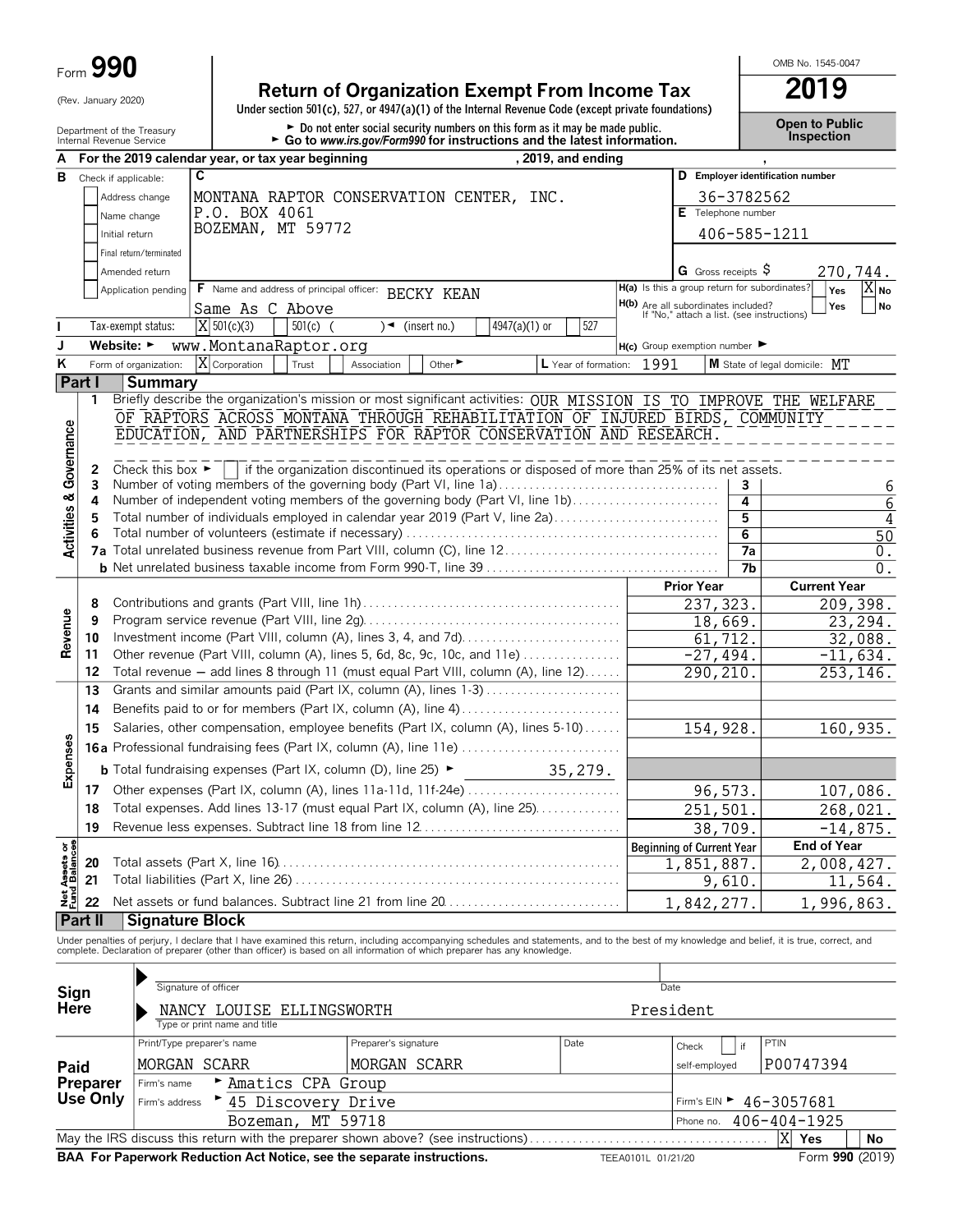Form **990**

(Rev. January 2020)

Department of the Treasury
Internal Revenue Service

# Return of Organization Exempt From Income Tax

**Under section 501(c), 527, or 4947(a)(1) of the Internal Revenue Code (except private foundations)**

► Do not enter social security numbers on this form as it may be made public.
► Go to *www.irs.gov/Form990* for instructions and the latest information.

OMB No. 1545-0047

**2019**

**Open to Public Inspection**

**A** For the 2019 calendar year, or tax year beginning , 2019, and ending ,

**B** Check if applicable:
- [ ] Address change
- [ ] Name change
- [ ] Initial return
- [ ] Final return/terminated
- [ ] Amended return
- [ ] Application pending

**C** MONTANA RAPTOR CONSERVATION CENTER, INC.
P.O. BOX 4061
BOZEMAN, MT 59772

**D** Employer identification number: 36-3782562

**E** Telephone number: 406-585-1211

**G** Gross receipts $ 270,744.

**F** Name and address of principal officer: BECKY KEAN
Same As C Above

**H(a)** Is this a group return for subordinates? [ ] Yes [X] No

**H(b)** Are all subordinates included? [ ] Yes [ ] No
If "No," attach a list. (see instructions)

**I** Tax-exempt status: [X] 501(c)(3) [ ] 501(c) ( ) ◄ (insert no.) [ ] 4947(a)(1) or [ ] 527

**J** Website: ► www.MontanaRaptor.org

**H(c)** Group exemption number ►

**K** Form of organization: [X] Corporation [ ] Trust [ ] Association [ ] Other ►

**L** Year of formation: 1991

**M** State of legal domicile: MT

## Part I Summary

**Activities & Governance**

1 Briefly describe the organization's mission or most significant activities: OUR MISSION IS TO IMPROVE THE WELFARE OF RAPTORS ACROSS MONTANA THROUGH REHABILITATION OF INJURED BIRDS, COMMUNITY EDUCATION, AND PARTNERSHIPS FOR RAPTOR CONSERVATION AND RESEARCH.

2 Check this box ► [ ] if the organization discontinued its operations or disposed of more than 25% of its net assets.

| | | Line | |
|---|---|---|---|
| 3 | Number of voting members of the governing body (Part VI, line 1a) | 3 | 6 |
| 4 | Number of independent voting members of the governing body (Part VI, line 1b) | 4 | 6 |
| 5 | Total number of individuals employed in calendar year 2019 (Part V, line 2a) | 5 | 4 |
| 6 | Total number of volunteers (estimate if necessary) | 6 | 50 |
| 7a | Total unrelated business revenue from Part VIII, column (C), line 12 | 7a | 0. |
| b | Net unrelated business taxable income from Form 990-T, line 39 | 7b | 0. |

**Revenue**

| | | Prior Year | Current Year |
|---|---|---|---|
| 8 | Contributions and grants (Part VIII, line 1h) | 237,323. | 209,398. |
| 9 | Program service revenue (Part VIII, line 2g) | 18,669. | 23,294. |
| 10 | Investment income (Part VIII, column (A), lines 3, 4, and 7d) | 61,712. | 32,088. |
| 11 | Other revenue (Part VIII, column (A), lines 5, 6d, 8c, 9c, 10c, and 11e) | -27,494. | -11,634. |
| 12 | Total revenue — add lines 8 through 11 (must equal Part VIII, column (A), line 12) | 290,210. | 253,146. |

**Expenses**

| | | Prior Year | Current Year |
|---|---|---|---|
| 13 | Grants and similar amounts paid (Part IX, column (A), lines 1-3) | | |
| 14 | Benefits paid to or for members (Part IX, column (A), line 4) | | |
| 15 | Salaries, other compensation, employee benefits (Part IX, column (A), lines 5-10) | 154,928. | 160,935. |
| 16a | Professional fundraising fees (Part IX, column (A), line 11e) | | |
| b | Total fundraising expenses (Part IX, column (D), line 25) ► 35,279. | | |
| 17 | Other expenses (Part IX, column (A), lines 11a-11d, 11f-24e) | 96,573. | 107,086. |
| 18 | Total expenses. Add lines 13-17 (must equal Part IX, column (A), line 25) | 251,501. | 268,021. |
| 19 | Revenue less expenses. Subtract line 18 from line 12 | 38,709. | -14,875. |

**Net Assets or Fund Balances**

| | | Beginning of Current Year | End of Year |
|---|---|---|---|
| 20 | Total assets (Part X, line 16) | 1,851,887. | 2,008,427. |
| 21 | Total liabilities (Part X, line 26) | 9,610. | 11,564. |
| 22 | Net assets or fund balances. Subtract line 21 from line 20 | 1,842,277. | 1,996,863. |

## Part II Signature Block

Under penalties of perjury, I declare that I have examined this return, including accompanying schedules and statements, and to the best of my knowledge and belief, it is true, correct, and complete. Declaration of preparer (other than officer) is based on all information of which preparer has any knowledge.

**Sign Here**

► Signature of officer — Date

► NANCY LOUISE ELLINGSWORTH — President
Type or print name and title

**Paid Preparer Use Only**

| Print/Type preparer's name | Preparer's signature | Date | Check [ ] if self-employed | PTIN |
|---|---|---|---|---|
| MORGAN SCARR | MORGAN SCARR | | | P00747394 |

Firm's name ► Amatics CPA Group
Firm's EIN ► 46-3057681

Firm's address ► 45 Discovery Drive
Bozeman, MT 59718
Phone no. 406-404-1925

May the IRS discuss this return with the preparer shown above? (see instructions) [X] Yes [ ] No

**BAA For Paperwork Reduction Act Notice, see the separate instructions.** TEEA0101L 01/21/20 Form **990** (2019)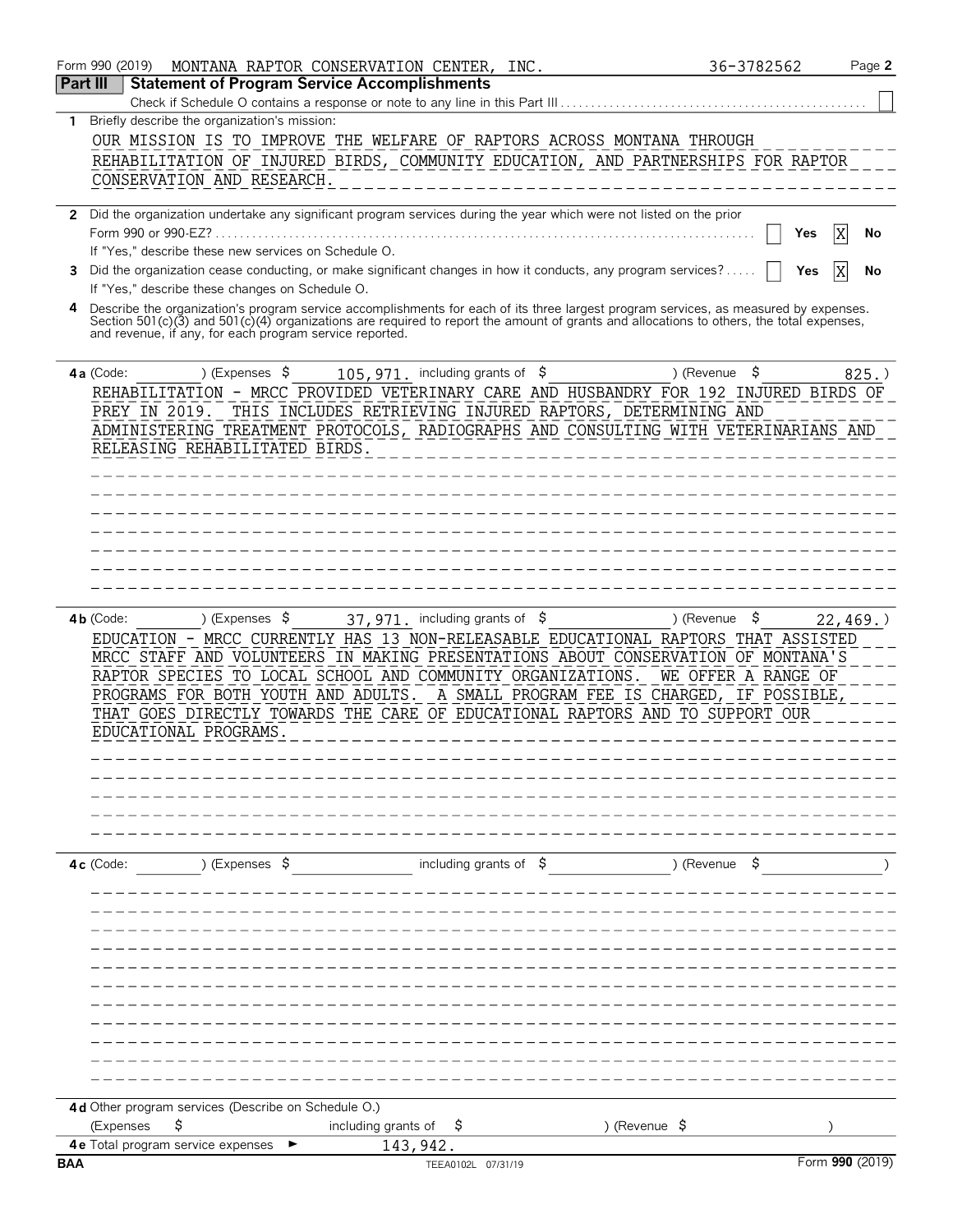Form 990 (2019) MONTANA RAPTOR CONSERVATION CENTER, INC. 36-3782562 Page **2**

## Part III Statement of Program Service Accomplishments

Check if Schedule O contains a response or note to any line in this Part III . . . . . ☐

**1** Briefly describe the organization's mission:

OUR MISSION IS TO IMPROVE THE WELFARE OF RAPTORS ACROSS MONTANA THROUGH REHABILITATION OF INJURED BIRDS, COMMUNITY EDUCATION, AND PARTNERSHIPS FOR RAPTOR CONSERVATION AND RESEARCH.

**2** Did the organization undertake any significant program services during the year which were not listed on the prior Form 990 or 990-EZ? . . . . . ☐ Yes ☒ No

If "Yes," describe these new services on Schedule O.

**3** Did the organization cease conducting, or make significant changes in how it conducts, any program services? . . . . . ☐ Yes ☒ No

If "Yes," describe these changes on Schedule O.

**4** Describe the organization's program service accomplishments for each of its three largest program services, as measured by expenses. Section 501(c)(3) and 501(c)(4) organizations are required to report the amount of grants and allocations to others, the total expenses, and revenue, if any, for each program service reported.

**4a** (Code: ) (Expenses $ 105,971. including grants of $ ) (Revenue $ 825.)

REHABILITATION - MRCC PROVIDED VETERINARY CARE AND HUSBANDRY FOR 192 INJURED BIRDS OF PREY IN 2019. THIS INCLUDES RETRIEVING INJURED RAPTORS, DETERMINING AND ADMINISTERING TREATMENT PROTOCOLS, RADIOGRAPHS AND CONSULTING WITH VETERINARIANS AND RELEASING REHABILITATED BIRDS.

**4b** (Code: ) (Expenses $ 37,971. including grants of $ ) (Revenue $ 22,469.)

EDUCATION - MRCC CURRENTLY HAS 13 NON-RELEASABLE EDUCATIONAL RAPTORS THAT ASSISTED MRCC STAFF AND VOLUNTEERS IN MAKING PRESENTATIONS ABOUT CONSERVATION OF MONTANA'S RAPTOR SPECIES TO LOCAL SCHOOL AND COMMUNITY ORGANIZATIONS. WE OFFER A RANGE OF PROGRAMS FOR BOTH YOUTH AND ADULTS. A SMALL PROGRAM FEE IS CHARGED, IF POSSIBLE, THAT GOES DIRECTLY TOWARDS THE CARE OF EDUCATIONAL RAPTORS AND TO SUPPORT OUR EDUCATIONAL PROGRAMS.

**4c** (Code: ) (Expenses $ including grants of $ ) (Revenue $ )

**4d** Other program services (Describe on Schedule O.)

(Expenses $ including grants of $ ) (Revenue $ )

**4e** Total program service expenses ► 143,942.

BAA TEEA0102L 07/31/19 Form **990** (2019)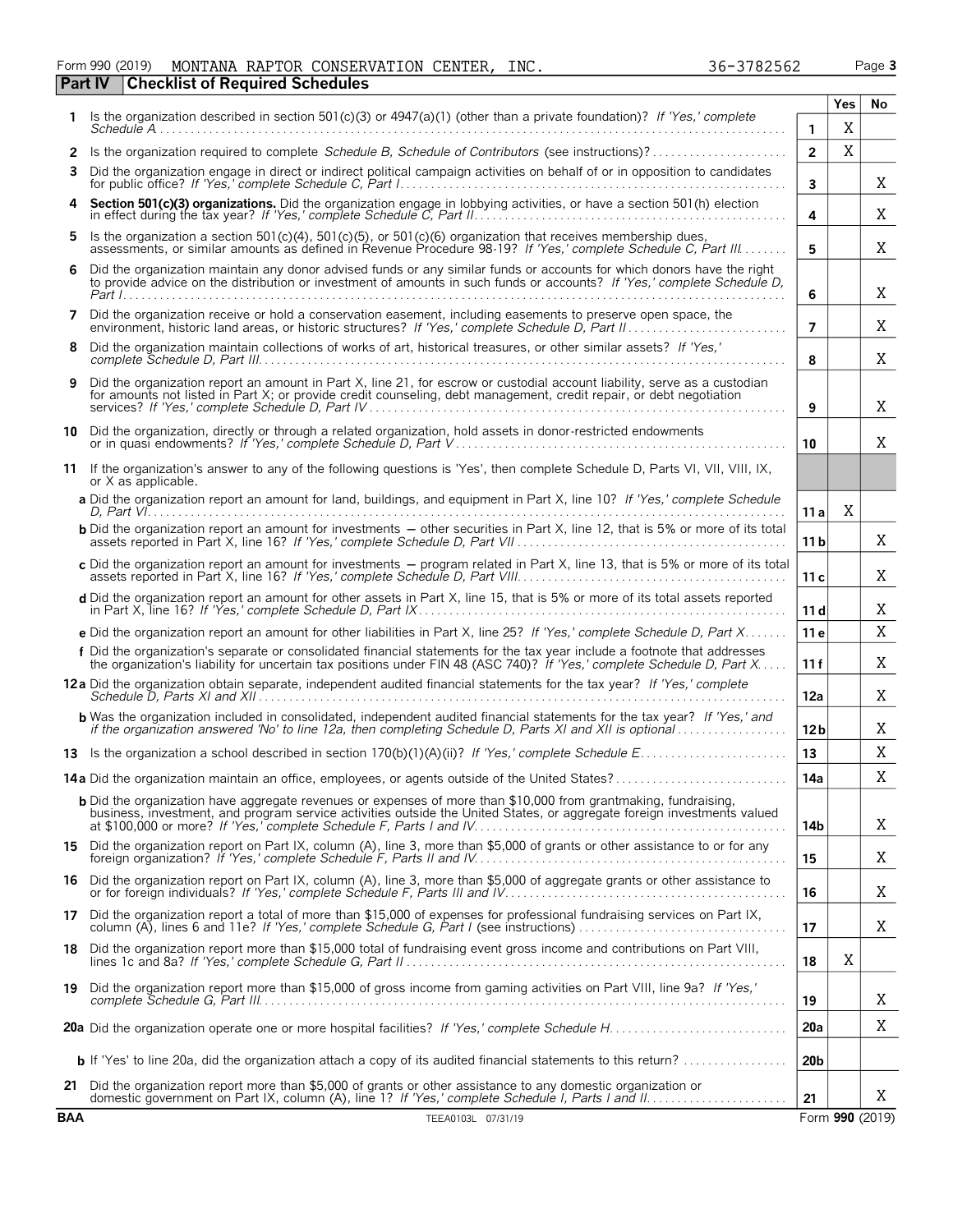Form 990 (2019) MONTANA RAPTOR CONSERVATION CENTER, INC. 36-3782562 Page 3

## Part IV Checklist of Required Schedules

| | | | Yes | No |
|---|---|---|---|---|
| 1 | Is the organization described in section 501(c)(3) or 4947(a)(1) (other than a private foundation)? *If 'Yes,' complete Schedule A* | 1 | X | |
| 2 | Is the organization required to complete *Schedule B, Schedule of Contributors* (see instructions)? | 2 | X | |
| 3 | Did the organization engage in direct or indirect political campaign activities on behalf of or in opposition to candidates for public office? *If 'Yes,' complete Schedule C, Part I* | 3 | | X |
| 4 | **Section 501(c)(3) organizations.** Did the organization engage in lobbying activities, or have a section 501(h) election in effect during the tax year? *If 'Yes,' complete Schedule C, Part II* | 4 | | X |
| 5 | Is the organization a section 501(c)(4), 501(c)(5), or 501(c)(6) organization that receives membership dues, assessments, or similar amounts as defined in Revenue Procedure 98-19? *If 'Yes,' complete Schedule C, Part III* | 5 | | X |
| 6 | Did the organization maintain any donor advised funds or any similar funds or accounts for which donors have the right to provide advice on the distribution or investment of amounts in such funds or accounts? *If 'Yes,' complete Schedule D, Part I* | 6 | | X |
| 7 | Did the organization receive or hold a conservation easement, including easements to preserve open space, the environment, historic land areas, or historic structures? *If 'Yes,' complete Schedule D, Part II* | 7 | | X |
| 8 | Did the organization maintain collections of works of art, historical treasures, or other similar assets? *If 'Yes,' complete Schedule D, Part III* | 8 | | X |
| 9 | Did the organization report an amount in Part X, line 21, for escrow or custodial account liability, serve as a custodian for amounts not listed in Part X; or provide credit counseling, debt management, credit repair, or debt negotiation services? *If 'Yes,' complete Schedule D, Part IV* | 9 | | X |
| 10 | Did the organization, directly or through a related organization, hold assets in donor-restricted endowments or in quasi endowments? *If 'Yes,' complete Schedule D, Part V* | 10 | | X |
| 11 | If the organization's answer to any of the following questions is 'Yes', then complete Schedule D, Parts VI, VII, VIII, IX, or X as applicable. | | | |
| | **a** Did the organization report an amount for land, buildings, and equipment in Part X, line 10? *If 'Yes,' complete Schedule D, Part VI* | 11a | X | |
| | **b** Did the organization report an amount for investments — other securities in Part X, line 12, that is 5% or more of its total assets reported in Part X, line 16? *If 'Yes,' complete Schedule D, Part VII* | 11b | | X |
| | **c** Did the organization report an amount for investments — program related in Part X, line 13, that is 5% or more of its total assets reported in Part X, line 16? *If 'Yes,' complete Schedule D, Part VIII* | 11c | | X |
| | **d** Did the organization report an amount for other assets in Part X, line 15, that is 5% or more of its total assets reported in Part X, line 16? *If 'Yes,' complete Schedule D, Part IX* | 11d | | X |
| | **e** Did the organization report an amount for other liabilities in Part X, line 25? *If 'Yes,' complete Schedule D, Part X* | 11e | | X |
| | **f** Did the organization's separate or consolidated financial statements for the tax year include a footnote that addresses the organization's liability for uncertain tax positions under FIN 48 (ASC 740)? *If 'Yes,' complete Schedule D, Part X* | 11f | | X |
| 12a | Did the organization obtain separate, independent audited financial statements for the tax year? *If 'Yes,' complete Schedule D, Parts XI and XII* | 12a | | X |
| | **b** Was the organization included in consolidated, independent audited financial statements for the tax year? *If 'Yes,' and if the organization answered 'No' to line 12a, then completing Schedule D, Parts XI and XII is optional* | 12b | | X |
| 13 | Is the organization a school described in section 170(b)(1)(A)(ii)? *If 'Yes,' complete Schedule E* | 13 | | X |
| 14a | Did the organization maintain an office, employees, or agents outside of the United States? | 14a | | X |
| | **b** Did the organization have aggregate revenues or expenses of more than $10,000 from grantmaking, fundraising, business, investment, and program service activities outside the United States, or aggregate foreign investments valued at $100,000 or more? *If 'Yes,' complete Schedule F, Parts I and IV* | 14b | | X |
| 15 | Did the organization report on Part IX, column (A), line 3, more than $5,000 of grants or other assistance to or for any foreign organization? *If 'Yes,' complete Schedule F, Parts II and IV* | 15 | | X |
| 16 | Did the organization report on Part IX, column (A), line 3, more than $5,000 of aggregate grants or other assistance to or for foreign individuals? *If 'Yes,' complete Schedule F, Parts III and IV* | 16 | | X |
| 17 | Did the organization report a total of more than $15,000 of expenses for professional fundraising services on Part IX, column (A), lines 6 and 11e? *If 'Yes,' complete Schedule G, Part I* (see instructions) | 17 | | X |
| 18 | Did the organization report more than $15,000 total of fundraising event gross income and contributions on Part VIII, lines 1c and 8a? *If 'Yes,' complete Schedule G, Part II* | 18 | X | |
| 19 | Did the organization report more than $15,000 of gross income from gaming activities on Part VIII, line 9a? *If 'Yes,' complete Schedule G, Part III* | 19 | | X |
| 20a | Did the organization operate one or more hospital facilities? *If 'Yes,' complete Schedule H* | 20a | | X |
| | **b** If 'Yes' to line 20a, did the organization attach a copy of its audited financial statements to this return? | 20b | | |
| 21 | Did the organization report more than $5,000 of grants or other assistance to any domestic organization or domestic government on Part IX, column (A), line 1? *If 'Yes,' complete Schedule I, Parts I and II* | 21 | | X |

BAA TEEA0103L 07/31/19 Form **990** (2019)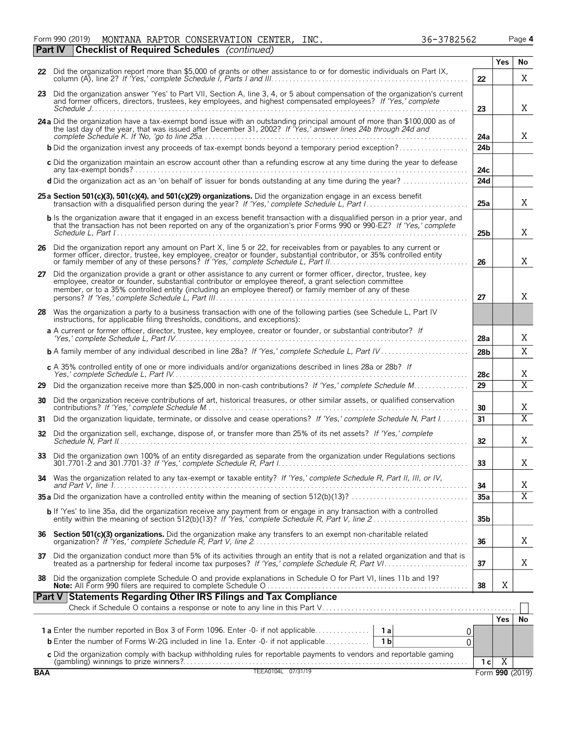Form 990 (2019) MONTANA RAPTOR CONSERVATION CENTER, INC. 36-3782562 Page 4

**Part IV Checklist of Required Schedules** *(continued)*

| | | | Yes | No |
|---|---|---|---|---|
| 22 | Did the organization report more than $5,000 of grants or other assistance to or for domestic individuals on Part IX, column (A), line 2? *If 'Yes,' complete Schedule I, Parts I and III* | 22 | | X |
| 23 | Did the organization answer 'Yes' to Part VII, Section A, line 3, 4, or 5 about compensation of the organization's current and former officers, directors, trustees, key employees, and highest compensated employees? *If 'Yes,' complete Schedule J* | 23 | | X |
| 24a | Did the organization have a tax-exempt bond issue with an outstanding principal amount of more than $100,000 as of the last day of the year, that was issued after December 31, 2002? *If 'Yes,' answer lines 24b through 24d and complete Schedule K. If 'No,' go to line 25a* | 24a | | X |
| b | Did the organization invest any proceeds of tax-exempt bonds beyond a temporary period exception? | 24b | | |
| c | Did the organization maintain an escrow account other than a refunding escrow at any time during the year to defease any tax-exempt bonds? | 24c | | |
| d | Did the organization act as an 'on behalf of' issuer for bonds outstanding at any time during the year? | 24d | | |
| 25a | **Section 501(c)(3), 501(c)(4), and 501(c)(29) organizations.** Did the organization engage in an excess benefit transaction with a disqualified person during the year? *If 'Yes,' complete Schedule L, Part I* | 25a | | X |
| b | Is the organization aware that it engaged in an excess benefit transaction with a disqualified person in a prior year, and that the transaction has not been reported on any of the organization's prior Forms 990 or 990-EZ? *If 'Yes,' complete Schedule L, Part I* | 25b | | X |
| 26 | Did the organization report any amount on Part X, line 5 or 22, for receivables from or payables to any current or former officer, director, trustee, key employee, creator or founder, substantial contributor, or 35% controlled entity or family member of any of these persons? *If 'Yes,' complete Schedule L, Part II* | 26 | | X |
| 27 | Did the organization provide a grant or other assistance to any current or former officer, director, trustee, key employee, creator or founder, substantial contributor or employee thereof, a grant selection committee member, or to a 35% controlled entity (including an employee thereof) or family member of any of these persons? *If 'Yes,' complete Schedule L, Part III* | 27 | | X |
| 28 | Was the organization a party to a business transaction with one of the following parties (see Schedule L, Part IV instructions, for applicable filing thresholds, conditions, and exceptions): | | | |
| a | A current or former officer, director, trustee, key employee, creator or founder, or substantial contributor? *If 'Yes,' complete Schedule L, Part IV* | 28a | | X |
| b | A family member of any individual described in line 28a? *If 'Yes,' complete Schedule L, Part IV* | 28b | | X |
| c | A 35% controlled entity of one or more individuals and/or organizations described in lines 28a or 28b? *If Yes,' complete Schedule L, Part IV* | 28c | | X |
| 29 | Did the organization receive more than $25,000 in non-cash contributions? *If 'Yes,' complete Schedule M* | 29 | | X |
| 30 | Did the organization receive contributions of art, historical treasures, or other similar assets, or qualified conservation contributions? *If 'Yes,' complete Schedule M* | 30 | | X |
| 31 | Did the organization liquidate, terminate, or dissolve and cease operations? *If 'Yes,' complete Schedule N, Part I* | 31 | | X |
| 32 | Did the organization sell, exchange, dispose of, or transfer more than 25% of its net assets? *If 'Yes,' complete Schedule N, Part II* | 32 | | X |
| 33 | Did the organization own 100% of an entity disregarded as separate from the organization under Regulations sections 301.7701-2 and 301.7701-3? *If 'Yes,' complete Schedule R, Part I* | 33 | | X |
| 34 | Was the organization related to any tax-exempt or taxable entity? *If 'Yes,' complete Schedule R, Part II, III, or IV, and Part V, line 1* | 34 | | X |
| 35a | Did the organization have a controlled entity within the meaning of section 512(b)(13)? | 35a | | X |
| b | If 'Yes' to line 35a, did the organization receive any payment from or engage in any transaction with a controlled entity within the meaning of section 512(b)(13)? *If 'Yes,' complete Schedule R, Part V, line 2* | 35b | | |
| 36 | **Section 501(c)(3) organizations.** Did the organization make any transfers to an exempt non-charitable related organization? *If 'Yes,' complete Schedule R, Part V, line 2* | 36 | | X |
| 37 | Did the organization conduct more than 5% of its activities through an entity that is not a related organization and that is treated as a partnership for federal income tax purposes? *If 'Yes,' complete Schedule R, Part VI* | 37 | | X |
| 38 | Did the organization complete Schedule O and provide explanations in Schedule O for Part VI, lines 11b and 19? **Note:** All Form 990 filers are required to complete Schedule O | 38 | X | |

**Part V Statements Regarding Other IRS Filings and Tax Compliance**

Check if Schedule O contains a response or note to any line in this Part V ☐

| | | | | | Yes | No |
|---|---|---|---|---|---|---|
| 1a | Enter the number reported in Box 3 of Form 1096. Enter -0- if not applicable | 1a | 0 | | | |
| b | Enter the number of Forms W-2G included in line 1a. Enter -0- if not applicable | 1b | 0 | | | |
| c | Did the organization comply with backup withholding rules for reportable payments to vendors and reportable gaming (gambling) winnings to prize winners? | | | 1c | X | |

BAA TEEA0104L 07/31/19 Form **990** (2019)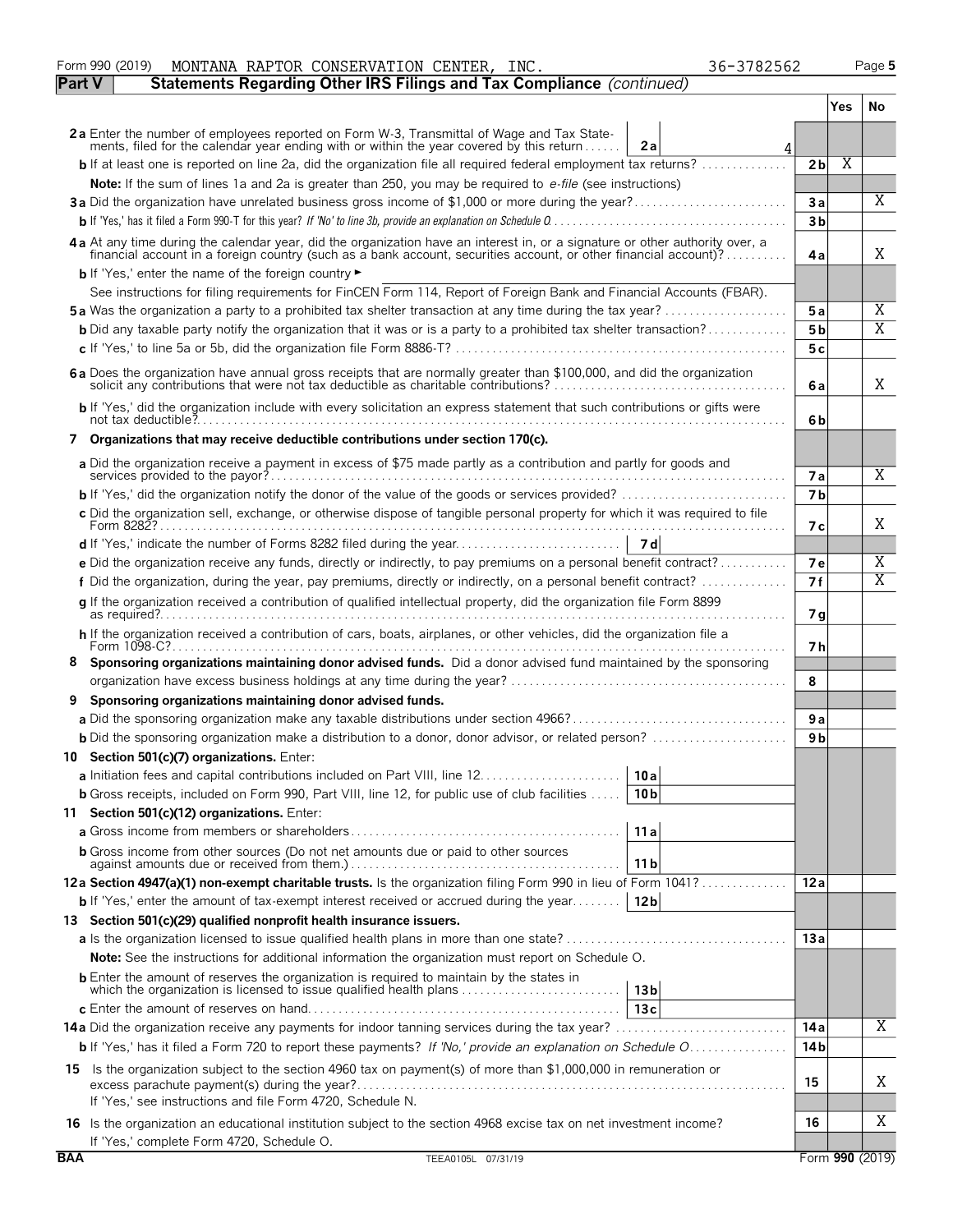Form 990 (2019) MONTANA RAPTOR CONSERVATION CENTER, INC. 36-3782562 Page 5

**Part V Statements Regarding Other IRS Filings and Tax Compliance** *(continued)*

| | | | Yes | No |
|---|---|---|---|---|
| **2a** Enter the number of employees reported on Form W-3, Transmittal of Wage and Tax Statements, filed for the calendar year ending with or within the year covered by this return | 2a | 4 | | |
| **b** If at least one is reported on line 2a, did the organization file all required federal employment tax returns? | | 2b | X | |
| **Note:** If the sum of lines 1a and 2a is greater than 250, you may be required to *e-file* (see instructions) | | | | |
| **3a** Did the organization have unrelated business gross income of $1,000 or more during the year? | | 3a | | X |
| **b** If 'Yes,' has it filed a Form 990-T for this year? *If 'No' to line 3b, provide an explanation on Schedule O* | | 3b | | |
| **4a** At any time during the calendar year, did the organization have an interest in, or a signature or other authority over, a financial account in a foreign country (such as a bank account, securities account, or other financial account)? | | 4a | | X |
| **b** If 'Yes,' enter the name of the foreign country ► | | | | |
| See instructions for filing requirements for FinCEN Form 114, Report of Foreign Bank and Financial Accounts (FBAR). | | | | |
| **5a** Was the organization a party to a prohibited tax shelter transaction at any time during the tax year? | | 5a | | X |
| **b** Did any taxable party notify the organization that it was or is a party to a prohibited tax shelter transaction? | | 5b | | X |
| **c** If 'Yes,' to line 5a or 5b, did the organization file Form 8886-T? | | 5c | | |
| **6a** Does the organization have annual gross receipts that are normally greater than $100,000, and did the organization solicit any contributions that were not tax deductible as charitable contributions? | | 6a | | X |
| **b** If 'Yes,' did the organization include with every solicitation an express statement that such contributions or gifts were not tax deductible? | | 6b | | |
| **7 Organizations that may receive deductible contributions under section 170(c).** | | | | |
| **a** Did the organization receive a payment in excess of $75 made partly as a contribution and partly for goods and services provided to the payor? | | 7a | | X |
| **b** If 'Yes,' did the organization notify the donor of the value of the goods or services provided? | | 7b | | |
| **c** Did the organization sell, exchange, or otherwise dispose of tangible personal property for which it was required to file Form 8282? | | 7c | | X |
| **d** If 'Yes,' indicate the number of Forms 8282 filed during the year | 7d | | | |
| **e** Did the organization receive any funds, directly or indirectly, to pay premiums on a personal benefit contract? | | 7e | | X |
| **f** Did the organization, during the year, pay premiums, directly or indirectly, on a personal benefit contract? | | 7f | | X |
| **g** If the organization received a contribution of qualified intellectual property, did the organization file Form 8899 as required? | | 7g | | |
| **h** If the organization received a contribution of cars, boats, airplanes, or other vehicles, did the organization file a Form 1098-C? | | 7h | | |
| **8 Sponsoring organizations maintaining donor advised funds.** Did a donor advised fund maintained by the sponsoring organization have excess business holdings at any time during the year? | | 8 | | |
| **9 Sponsoring organizations maintaining donor advised funds.** | | | | |
| **a** Did the sponsoring organization make any taxable distributions under section 4966? | | 9a | | |
| **b** Did the sponsoring organization make a distribution to a donor, donor advisor, or related person? | | 9b | | |
| **10 Section 501(c)(7) organizations.** Enter: | | | | |
| **a** Initiation fees and capital contributions included on Part VIII, line 12 | 10a | | | |
| **b** Gross receipts, included on Form 990, Part VIII, line 12, for public use of club facilities | 10b | | | |
| **11 Section 501(c)(12) organizations.** Enter: | | | | |
| **a** Gross income from members or shareholders | 11a | | | |
| **b** Gross income from other sources (Do not net amounts due or paid to other sources against amounts due or received from them.) | 11b | | | |
| **12a Section 4947(a)(1) non-exempt charitable trusts.** Is the organization filing Form 990 in lieu of Form 1041? | | 12a | | |
| **b** If 'Yes,' enter the amount of tax-exempt interest received or accrued during the year | 12b | | | |
| **13 Section 501(c)(29) qualified nonprofit health insurance issuers.** | | | | |
| **a** Is the organization licensed to issue qualified health plans in more than one state? | | 13a | | |
| **Note:** See the instructions for additional information the organization must report on Schedule O. | | | | |
| **b** Enter the amount of reserves the organization is required to maintain by the states in which the organization is licensed to issue qualified health plans | 13b | | | |
| **c** Enter the amount of reserves on hand | 13c | | | |
| **14a** Did the organization receive any payments for indoor tanning services during the tax year? | | 14a | | X |
| **b** If 'Yes,' has it filed a Form 720 to report these payments? *If 'No,' provide an explanation on Schedule O* | | 14b | | |
| **15** Is the organization subject to the section 4960 tax on payment(s) of more than $1,000,000 in remuneration or excess parachute payment(s) during the year? If 'Yes,' see instructions and file Form 4720, Schedule N. | | 15 | | X |
| **16** Is the organization an educational institution subject to the section 4968 excise tax on net investment income? If 'Yes,' complete Form 4720, Schedule O. | | 16 | | X |

BAA TEEA0105L 07/31/19 Form **990** (2019)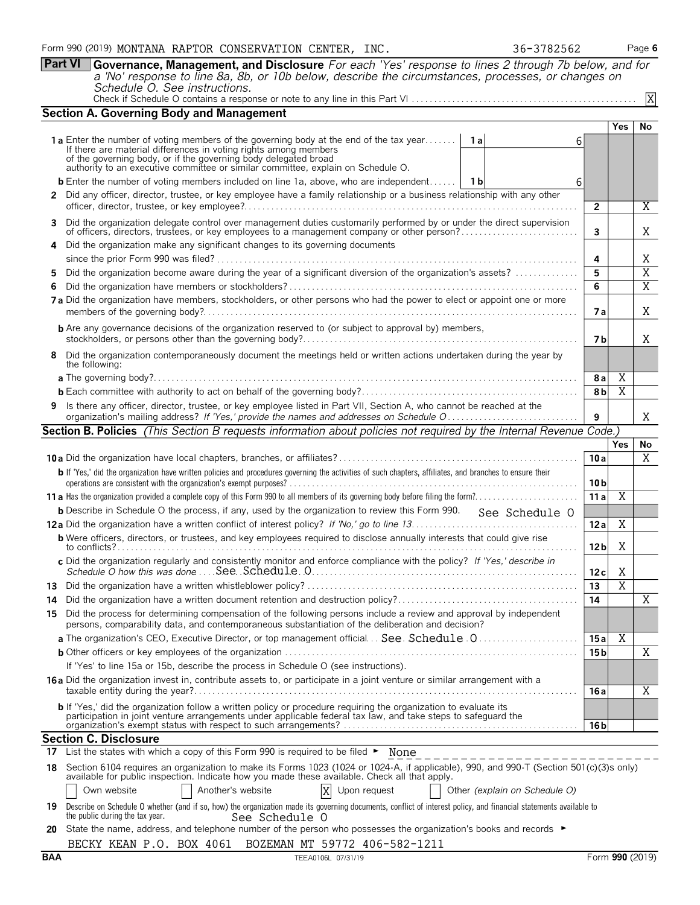Form 990 (2019) MONTANA RAPTOR CONSERVATION CENTER, INC. 36-3782562

## Part VI Governance, Management, and Disclosure

*For each 'Yes' response to lines 2 through 7b below, and for a 'No' response to line 8a, 8b, or 10b below, describe the circumstances, processes, or changes on Schedule O. See instructions.*

Check if Schedule O contains a response or note to any line in this Part VI . . . . . X

### Section A. Governing Body and Management

| | | | Yes | No |
|---|---|---|---|---|
| **1a** Enter the number of voting members of the governing body at the end of the tax year. If there are material differences in voting rights among members of the governing body, or if the governing body delegated broad authority to an executive committee or similar committee, explain on Schedule O. | 1a | 6 | | |
| **b** Enter the number of voting members included on line 1a, above, who are independent | 1b | 6 | | |
| **2** Did any officer, director, trustee, or key employee have a family relationship or a business relationship with any other officer, director, trustee, or key employee? | 2 | | | X |
| **3** Did the organization delegate control over management duties customarily performed by or under the direct supervision of officers, directors, trustees, or key employees to a management company or other person? | 3 | | | X |
| **4** Did the organization make any significant changes to its governing documents since the prior Form 990 was filed? | 4 | | | X |
| **5** Did the organization become aware during the year of a significant diversion of the organization's assets? | 5 | | | X |
| **6** Did the organization have members or stockholders? | 6 | | | X |
| **7a** Did the organization have members, stockholders, or other persons who had the power to elect or appoint one or more members of the governing body? | 7a | | | X |
| **b** Are any governance decisions of the organization reserved to (or subject to approval by) members, stockholders, or persons other than the governing body? | 7b | | | X |
| **8** Did the organization contemporaneously document the meetings held or written actions undertaken during the year by the following: | | | | |
| **a** The governing body? | 8a | | X | |
| **b** Each committee with authority to act on behalf of the governing body? | 8b | | X | |
| **9** Is there any officer, director, trustee, or key employee listed in Part VII, Section A, who cannot be reached at the organization's mailing address? *If 'Yes,' provide the names and addresses on Schedule O* | 9 | | | X |

### Section B. Policies *(This Section B requests information about policies not required by the Internal Revenue Code.)*

| | | Yes | No |
|---|---|---|---|
| **10a** Did the organization have local chapters, branches, or affiliates? | 10a | | X |
| **b** If 'Yes,' did the organization have written policies and procedures governing the activities of such chapters, affiliates, and branches to ensure their operations are consistent with the organization's exempt purposes? | 10b | | |
| **11a** Has the organization provided a complete copy of this Form 990 to all members of its governing body before filing the form? | 11a | X | |
| **b** Describe in Schedule O the process, if any, used by the organization to review this Form 990. See Schedule O | | | |
| **12a** Did the organization have a written conflict of interest policy? *If 'No,' go to line 13* | 12a | X | |
| **b** Were officers, directors, or trustees, and key employees required to disclose annually interests that could give rise to conflicts? | 12b | X | |
| **c** Did the organization regularly and consistently monitor and enforce compliance with the policy? *If 'Yes,' describe in Schedule O how this was done* See Schedule O | 12c | X | |
| **13** Did the organization have a written whistleblower policy? | 13 | X | |
| **14** Did the organization have a written document retention and destruction policy? | 14 | | X |
| **15** Did the process for determining compensation of the following persons include a review and approval by independent persons, comparability data, and contemporaneous substantiation of the deliberation and decision? | | | |
| **a** The organization's CEO, Executive Director, or top management official See Schedule O | 15a | X | |
| **b** Other officers or key employees of the organization | 15b | | X |
| If 'Yes' to line 15a or 15b, describe the process in Schedule O (see instructions). | | | |
| **16a** Did the organization invest in, contribute assets to, or participate in a joint venture or similar arrangement with a taxable entity during the year? | 16a | | X |
| **b** If 'Yes,' did the organization follow a written policy or procedure requiring the organization to evaluate its participation in joint venture arrangements under applicable federal tax law, and take steps to safeguard the organization's exempt status with respect to such arrangements? | 16b | | |

### Section C. Disclosure

**17** List the states with which a copy of this Form 990 is required to be filed ► None

**18** Section 6104 requires an organization to make its Forms 1023 (1024 or 1024-A, if applicable), 990, and 990-T (Section 501(c)(3)s only) available for public inspection. Indicate how you made these available. Check all that apply.

☐ Own website ☐ Another's website ☒ Upon request ☐ Other *(explain on Schedule O)*

**19** Describe on Schedule O whether (and if so, how) the organization made its governing documents, conflict of interest policy, and financial statements available to the public during the tax year. See Schedule O

**20** State the name, address, and telephone number of the person who possesses the organization's books and records ►

BECKY KEAN P.O. BOX 4061 BOZEMAN MT 59772 406-582-1211

BAA TEEA0106L 07/31/19 Form **990** (2019)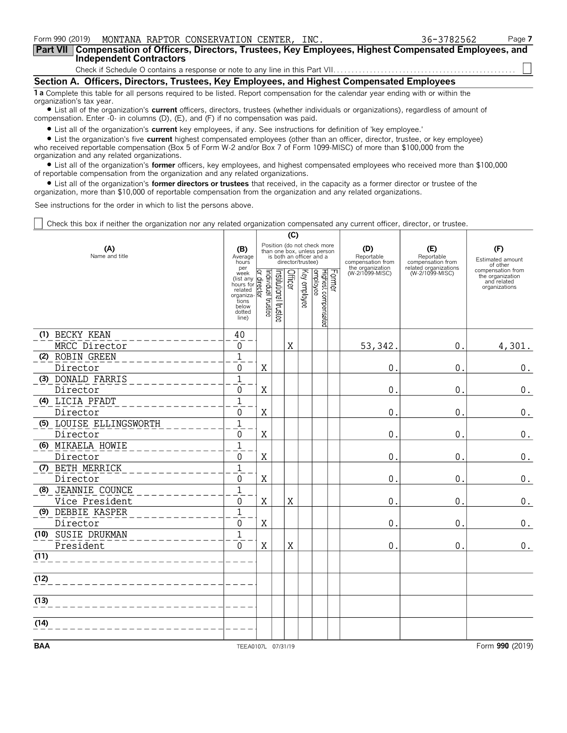Form 990 (2019) MONTANA RAPTOR CONSERVATION CENTER, INC. 36-3782562 Page 7

## Part VII Compensation of Officers, Directors, Trustees, Key Employees, Highest Compensated Employees, and Independent Contractors

Check if Schedule O contains a response or note to any line in this Part VII ☐

### Section A. Officers, Directors, Trustees, Key Employees, and Highest Compensated Employees

**1 a** Complete this table for all persons required to be listed. Report compensation for the calendar year ending with or within the organization's tax year.

- List all of the organization's **current** officers, directors, trustees (whether individuals or organizations), regardless of amount of compensation. Enter -0- in columns (D), (E), and (F) if no compensation was paid.
- List all of the organization's **current** key employees, if any. See instructions for definition of 'key employee.'
- List the organization's five **current** highest compensated employees (other than an officer, director, trustee, or key employee) who received reportable compensation (Box 5 of Form W-2 and/or Box 7 of Form 1099-MISC) of more than $100,000 from the organization and any related organizations.
- List all of the organization's **former** officers, key employees, and highest compensated employees who received more than $100,000 of reportable compensation from the organization and any related organizations.
- List all of the organization's **former directors or trustees** that received, in the capacity as a former director or trustee of the organization, more than $10,000 of reportable compensation from the organization and any related organizations.

See instructions for the order in which to list the persons above.

☐ Check this box if neither the organization nor any related organization compensated any current officer, director, or trustee.

| (A) Name and title | (B) Average hours per week (list any hours for related organizations below dotted line) | (C) Position: Individual trustee or director | Institutional trustee | Officer | Key employee | Highest compensated employee | Former | (D) Reportable compensation from the organization (W-2/1099-MISC) | (E) Reportable compensation from related organizations (W-2/1099-MISC) | (F) Estimated amount of other compensation from the organization and related organizations |
|---|---|---|---|---|---|---|---|---|---|---|
| (1) BECKY KEAN<br>MRCC Director | 40<br>0 | | | X | | | | 53,342. | 0. | 4,301. |
| (2) ROBIN GREEN<br>Director | 1<br>0 | X | | | | | | 0. | 0. | 0. |
| (3) DONALD FARRIS<br>Director | 1<br>0 | X | | | | | | 0. | 0. | 0. |
| (4) LICIA PFADT<br>Director | 1<br>0 | X | | | | | | 0. | 0. | 0. |
| (5) LOUISE ELLINGSWORTH<br>Director | 1<br>0 | X | | | | | | 0. | 0. | 0. |
| (6) MIKAELA HOWIE<br>Director | 1<br>0 | X | | | | | | 0. | 0. | 0. |
| (7) BETH MERRICK<br>Director | 1<br>0 | X | | | | | | 0. | 0. | 0. |
| (8) JEANNIE COUNCE<br>Vice President | 1<br>0 | X | | X | | | | 0. | 0. | 0. |
| (9) DEBBIE KASPER<br>Director | 1<br>0 | X | | | | | | 0. | 0. | 0. |
| (10) SUSIE DRUKMAN<br>President | 1<br>0 | X | | X | | | | 0. | 0. | 0. |
| (11) | | | | | | | | | | |
| (12) | | | | | | | | | | |
| (13) | | | | | | | | | | |
| (14) | | | | | | | | | | |

BAA TEEA0107L 07/31/19 Form 990 (2019)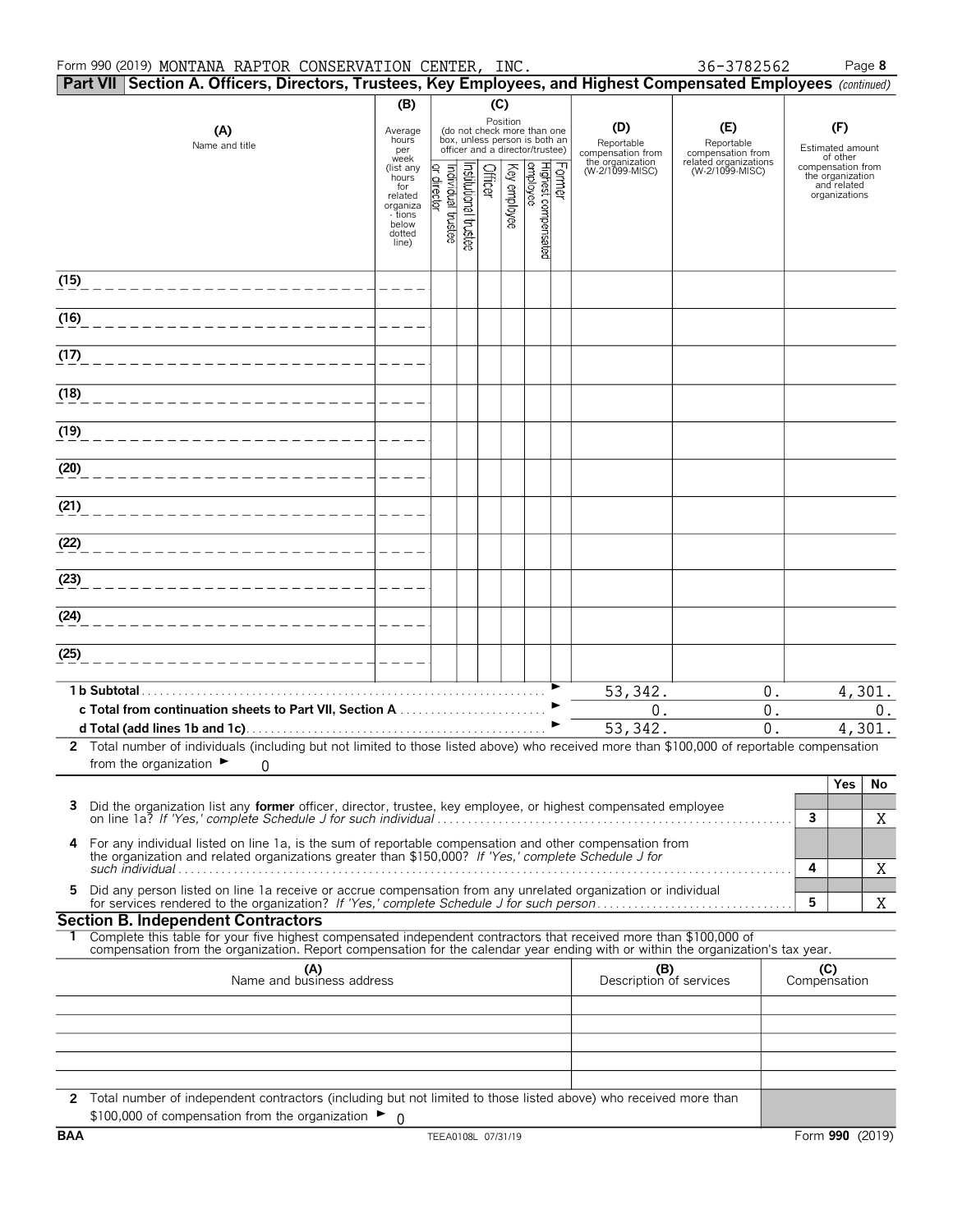Form 990 (2019) MONTANA RAPTOR CONSERVATION CENTER, INC. 36-3782562 Page **8**

## Part VII Section A. Officers, Directors, Trustees, Key Employees, and Highest Compensated Employees *(continued)*

| (A) Name and title | (B) Average hours per week (list any hours for related organizations below dotted line) | (C) Position: Individual trustee or director | Institutional trustee | Officer | Key employee | Highest compensated employee | Former | (D) Reportable compensation from the organization (W-2/1099-MISC) | (E) Reportable compensation from related organizations (W-2/1099-MISC) | (F) Estimated amount of other compensation from the organization and related organizations |
|---|---|---|---|---|---|---|---|---|---|---|
| (15) | | | | | | | | | | |
| (16) | | | | | | | | | | |
| (17) | | | | | | | | | | |
| (18) | | | | | | | | | | |
| (19) | | | | | | | | | | |
| (20) | | | | | | | | | | |
| (21) | | | | | | | | | | |
| (22) | | | | | | | | | | |
| (23) | | | | | | | | | | |
| (24) | | | | | | | | | | |
| (25) | | | | | | | | | | |
| **1 b Subtotal** | | | | | | | | 53,342. | 0. | 4,301. |
| **c Total from continuation sheets to Part VII, Section A** | | | | | | | | 0. | 0. | 0. |
| **d Total (add lines 1b and 1c)** | | | | | | | | 53,342. | 0. | 4,301. |

**2** Total number of individuals (including but not limited to those listed above) who received more than $100,000 of reportable compensation from the organization ► 0

| | | Yes | No |
|---|---|---|---|
| **3** Did the organization list any **former** officer, director, trustee, key employee, or highest compensated employee on line 1a? *If 'Yes,' complete Schedule J for such individual* | 3 | | X |
| **4** For any individual listed on line 1a, is the sum of reportable compensation and other compensation from the organization and related organizations greater than $150,000? *If 'Yes,' complete Schedule J for such individual* | 4 | | X |
| **5** Did any person listed on line 1a receive or accrue compensation from any unrelated organization or individual for services rendered to the organization? *If 'Yes,' complete Schedule J for such person* | 5 | | X |

## Section B. Independent Contractors

**1** Complete this table for your five highest compensated independent contractors that received more than $100,000 of compensation from the organization. Report compensation for the calendar year ending with or within the organization's tax year.

| (A) Name and business address | (B) Description of services | (C) Compensation |
|---|---|---|
| | | |
| | | |
| | | |
| | | |
| | | |

**2** Total number of independent contractors (including but not limited to those listed above) who received more than $100,000 of compensation from the organization ► 0

BAA TEEA0108L 07/31/19 Form **990** (2019)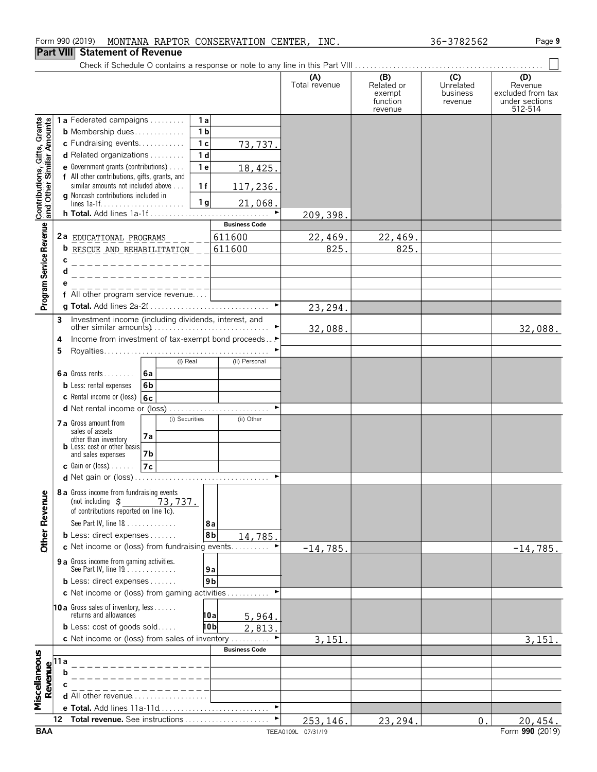Form 990 (2019) MONTANA RAPTOR CONSERVATION CENTER, INC. 36-3782562

## Part VIII Statement of Revenue

Check if Schedule O contains a response or note to any line in this Part VIII . . . . . . . . ☐

| | | | (A) Total revenue | (B) Related or exempt function revenue | (C) Unrelated business revenue | (D) Revenue excluded from tax under sections 512-514 |
|---|---|---|---|---|---|---|
| **Contributions, Gifts, Grants and Other Similar Amounts** | | | | | | |
| 1a Federated campaigns | 1a | | | | | |
| b Membership dues | 1b | | | | | |
| c Fundraising events | 1c | 73,737. | | | | |
| d Related organizations | 1d | | | | | |
| e Government grants (contributions) | 1e | 18,425. | | | | |
| f All other contributions, gifts, grants, and similar amounts not included above | 1f | 117,236. | | | | |
| g Noncash contributions included in lines 1a-1f | 1g | 21,068. | | | | |
| h **Total.** Add lines 1a-1f | | | 209,398. | | | |
| **Program Service Revenue** | | **Business Code** | | | | |
| 2a EDUCATIONAL PROGRAMS | | 611600 | 22,469. | 22,469. | | |
| b RESCUE AND REHABILITATION | | 611600 | 825. | 825. | | |
| c | | | | | | |
| d | | | | | | |
| e | | | | | | |
| f All other program service revenue | | | | | | |
| g **Total.** Add lines 2a-2f | | | 23,294. | | | |
| **Other Revenue** | | | | | | |
| 3 Investment income (including dividends, interest, and other similar amounts) | | | 32,088. | | | 32,088. |
| 4 Income from investment of tax-exempt bond proceeds | | | | | | |
| 5 Royalties | | | | | | |
| | | (i) Real / (ii) Personal | | | | |
| 6a Gross rents | 6a | | | | | |
| b Less: rental expenses | 6b | | | | | |
| c Rental income or (loss) | 6c | | | | | |
| d Net rental income or (loss) | | | | | | |
| | | (i) Securities / (ii) Other | | | | |
| 7a Gross amount from sales of assets other than inventory | 7a | | | | | |
| b Less: cost or other basis and sales expenses | 7b | | | | | |
| c Gain or (loss) | 7c | | | | | |
| d Net gain or (loss) | | | | | | |
| 8a Gross income from fundraising events (not including $ 73,737. of contributions reported on line 1c). See Part IV, line 18 | 8a | | | | | |
| b Less: direct expenses | 8b | 14,785. | | | | |
| c Net income or (loss) from fundraising events | | | -14,785. | | | -14,785. |
| 9a Gross income from gaming activities. See Part IV, line 19 | 9a | | | | | |
| b Less: direct expenses | 9b | | | | | |
| c Net income or (loss) from gaming activities | | | | | | |
| 10a Gross sales of inventory, less returns and allowances | 10a | 5,964. | | | | |
| b Less: cost of goods sold | 10b | 2,813. | | | | |
| c Net income or (loss) from sales of inventory | | | 3,151. | | | 3,151. |
| **Miscellaneous Revenue** | | **Business Code** | | | | |
| 11a | | | | | | |
| b | | | | | | |
| c | | | | | | |
| d All other revenue | | | | | | |
| e **Total.** Add lines 11a-11d | | | | | | |
| 12 **Total revenue.** See instructions | | | 253,146. | 23,294. | 0. | 20,454. |

BAA TEEA0109L 07/31/19 Form **990** (2019)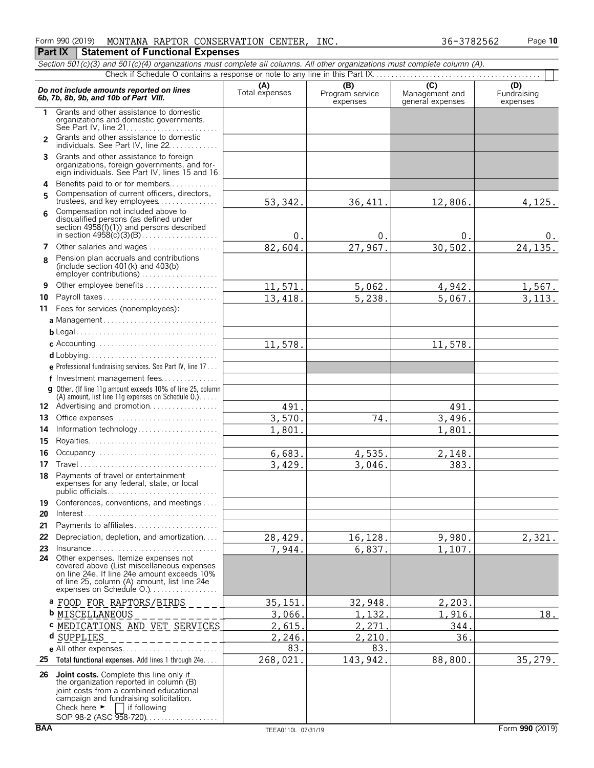Form 990 (2019) MONTANA RAPTOR CONSERVATION CENTER, INC. 36-3782562 Page **10**

## Part IX Statement of Functional Expenses

*Section 501(c)(3) and 501(c)(4) organizations must complete all columns. All other organizations must complete column (A).*

Check if Schedule O contains a response or note to any line in this Part IX . . . ☐

| *Do not include amounts reported on lines 6b, 7b, 8b, 9b, and 10b of Part VIII.* | (A) Total expenses | (B) Program service expenses | (C) Management and general expenses | (D) Fundraising expenses |
|---|---|---|---|---|
| 1 Grants and other assistance to domestic organizations and domestic governments. See Part IV, line 21 | | | | |
| 2 Grants and other assistance to domestic individuals. See Part IV, line 22 | | | | |
| 3 Grants and other assistance to foreign organizations, foreign governments, and foreign individuals. See Part IV, lines 15 and 16 | | | | |
| 4 Benefits paid to or for members | | | | |
| 5 Compensation of current officers, directors, trustees, and key employees | 53,342. | 36,411. | 12,806. | 4,125. |
| 6 Compensation not included above to disqualified persons (as defined under section 4958(f)(1)) and persons described in section 4958(c)(3)(B) | 0. | 0. | 0. | 0. |
| 7 Other salaries and wages | 82,604. | 27,967. | 30,502. | 24,135. |
| 8 Pension plan accruals and contributions (include section 401(k) and 403(b) employer contributions) | | | | |
| 9 Other employee benefits | 11,571. | 5,062. | 4,942. | 1,567. |
| 10 Payroll taxes | 13,418. | 5,238. | 5,067. | 3,113. |
| 11 Fees for services (nonemployees): | | | | |
| a Management | | | | |
| b Legal | | | | |
| c Accounting | 11,578. | | 11,578. | |
| d Lobbying | | | | |
| e Professional fundraising services. See Part IV, line 17 | | | | |
| f Investment management fees | | | | |
| g Other. (If line 11g amount exceeds 10% of line 25, column (A) amount, list line 11g expenses on Schedule O.) | | | | |
| 12 Advertising and promotion | 491. | | 491. | |
| 13 Office expenses | 3,570. | 74. | 3,496. | |
| 14 Information technology | 1,801. | | 1,801. | |
| 15 Royalties | | | | |
| 16 Occupancy | 6,683. | 4,535. | 2,148. | |
| 17 Travel | 3,429. | 3,046. | 383. | |
| 18 Payments of travel or entertainment expenses for any federal, state, or local public officials | | | | |
| 19 Conferences, conventions, and meetings | | | | |
| 20 Interest | | | | |
| 21 Payments to affiliates | | | | |
| 22 Depreciation, depletion, and amortization | 28,429. | 16,128. | 9,980. | 2,321. |
| 23 Insurance | 7,944. | 6,837. | 1,107. | |
| 24 Other expenses. Itemize expenses not covered above (List miscellaneous expenses on line 24e. If line 24e amount exceeds 10% of line 25, column (A) amount, list line 24e expenses on Schedule O.) | | | | |
| a FOOD FOR RAPTORS/BIRDS | 35,151. | 32,948. | 2,203. | |
| b MISCELLANEOUS | 3,066. | 1,132. | 1,916. | 18. |
| c MEDICATIONS AND VET SERVICES | 2,615. | 2,271. | 344. | |
| d SUPPLIES | 2,246. | 2,210. | 36. | |
| e All other expenses | 83. | 83. | | |
| 25 **Total functional expenses.** Add lines 1 through 24e | 268,021. | 143,942. | 88,800. | 35,279. |
| 26 **Joint costs.** Complete this line only if the organization reported in column (B) joint costs from a combined educational campaign and fundraising solicitation. Check here ► ☐ if following SOP 98-2 (ASC 958-720) | | | | |

BAA TEEA0110L 07/31/19 Form **990** (2019)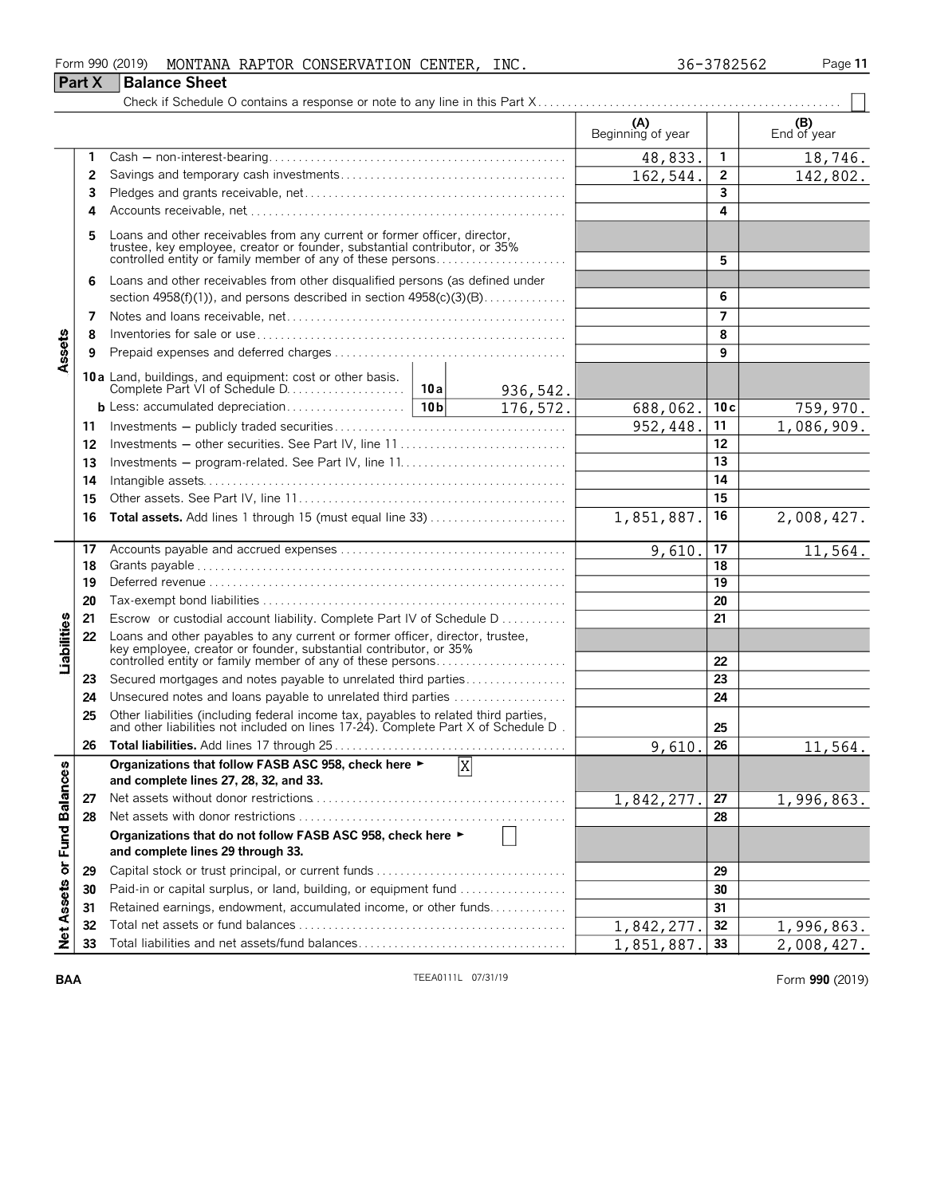Form 990 (2019) MONTANA RAPTOR CONSERVATION CENTER, INC. 36-3782562

## Part X Balance Sheet

Check if Schedule O contains a response or note to any line in this Part X ☐

| | | | (A) Beginning of year | | (B) End of year |
|---|---|---|---|---|---|
| **Assets** | 1 | Cash — non-interest-bearing | 48,833. | 1 | 18,746. |
| | 2 | Savings and temporary cash investments | 162,544. | 2 | 142,802. |
| | 3 | Pledges and grants receivable, net | | 3 | |
| | 4 | Accounts receivable, net | | 4 | |
| | 5 | Loans and other receivables from any current or former officer, director, trustee, key employee, creator or founder, substantial contributor, or 35% controlled entity or family member of any of these persons | | 5 | |
| | 6 | Loans and other receivables from other disqualified persons (as defined under section 4958(f)(1)), and persons described in section 4958(c)(3)(B) | | 6 | |
| | 7 | Notes and loans receivable, net | | 7 | |
| | 8 | Inventories for sale or use | | 8 | |
| | 9 | Prepaid expenses and deferred charges | | 9 | |
| | 10a | Land, buildings, and equipment: cost or other basis. Complete Part VI of Schedule D — 10a: 936,542. | | | |
| | b | Less: accumulated depreciation — 10b: 176,572. | 688,062. | 10c | 759,970. |
| | 11 | Investments — publicly traded securities | 952,448. | 11 | 1,086,909. |
| | 12 | Investments — other securities. See Part IV, line 11 | | 12 | |
| | 13 | Investments — program-related. See Part IV, line 11 | | 13 | |
| | 14 | Intangible assets | | 14 | |
| | 15 | Other assets. See Part IV, line 11 | | 15 | |
| | 16 | **Total assets.** Add lines 1 through 15 (must equal line 33) | 1,851,887. | 16 | 2,008,427. |
| **Liabilities** | 17 | Accounts payable and accrued expenses | 9,610. | 17 | 11,564. |
| | 18 | Grants payable | | 18 | |
| | 19 | Deferred revenue | | 19 | |
| | 20 | Tax-exempt bond liabilities | | 20 | |
| | 21 | Escrow or custodial account liability. Complete Part IV of Schedule D | | 21 | |
| | 22 | Loans and other payables to any current or former officer, director, trustee, key employee, creator or founder, substantial contributor, or 35% controlled entity or family member of any of these persons | | 22 | |
| | 23 | Secured mortgages and notes payable to unrelated third parties | | 23 | |
| | 24 | Unsecured notes and loans payable to unrelated third parties | | 24 | |
| | 25 | Other liabilities (including federal income tax, payables to related third parties, and other liabilities not included on lines 17-24). Complete Part X of Schedule D | | 25 | |
| | 26 | **Total liabilities.** Add lines 17 through 25 | 9,610. | 26 | 11,564. |
| **Net Assets or Fund Balances** | | **Organizations that follow FASB ASC 958, check here ►** ☒ **and complete lines 27, 28, 32, and 33.** | | | |
| | 27 | Net assets without donor restrictions | 1,842,277. | 27 | 1,996,863. |
| | 28 | Net assets with donor restrictions | | 28 | |
| | | **Organizations that do not follow FASB ASC 958, check here ►** ☐ **and complete lines 29 through 33.** | | | |
| | 29 | Capital stock or trust principal, or current funds | | 29 | |
| | 30 | Paid-in or capital surplus, or land, building, or equipment fund | | 30 | |
| | 31 | Retained earnings, endowment, accumulated income, or other funds | | 31 | |
| | 32 | Total net assets or fund balances | 1,842,277. | 32 | 1,996,863. |
| | 33 | Total liabilities and net assets/fund balances | 1,851,887. | 33 | 2,008,427. |

BAA TEEA0111L 07/31/19 Form **990** (2019)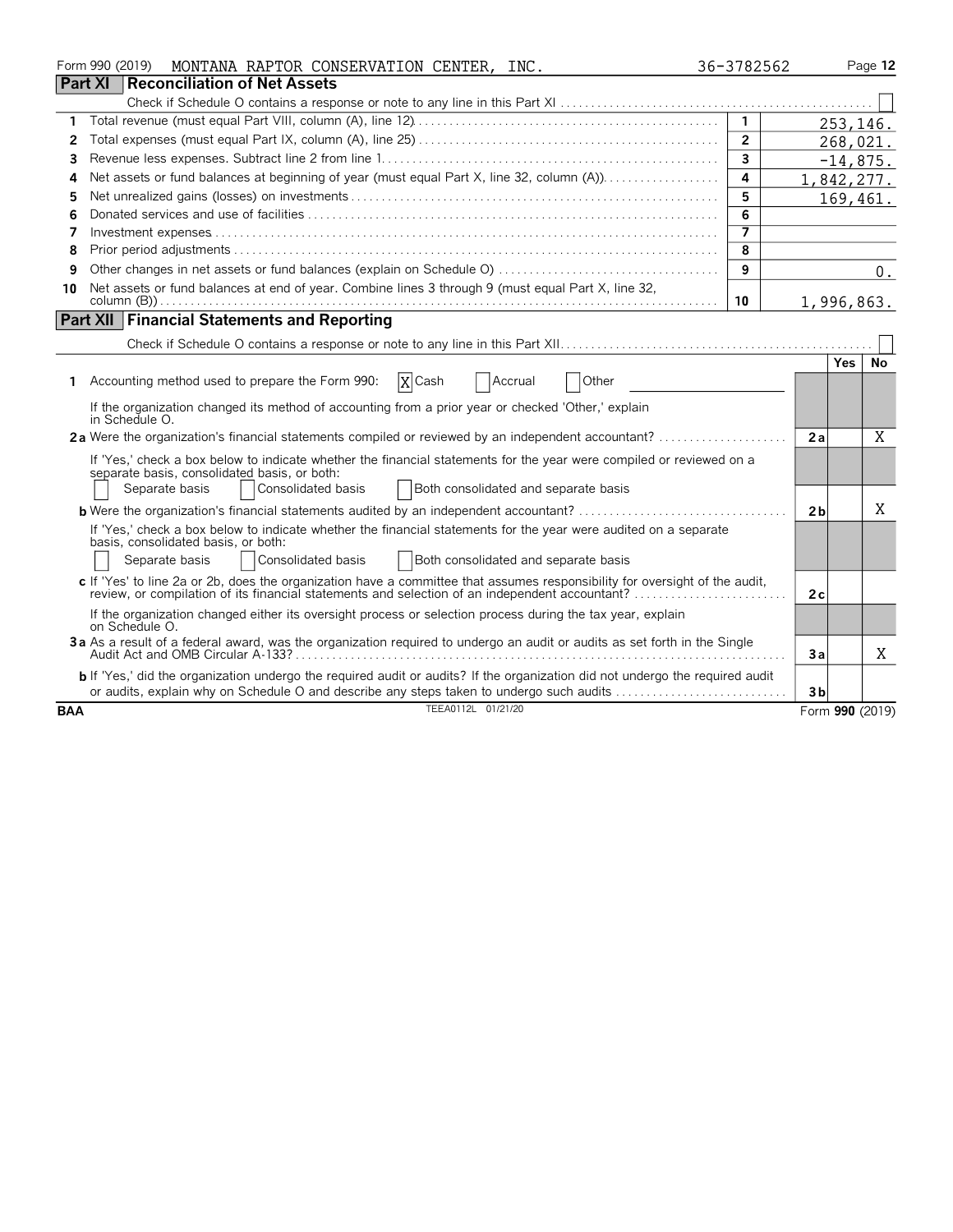Form 990 (2019) MONTANA RAPTOR CONSERVATION CENTER, INC. 36-3782562

## Part XI Reconciliation of Net Assets

Check if Schedule O contains a response or note to any line in this Part XI . . . ☐

| | | | |
|---|---|---|---|
| 1 | Total revenue (must equal Part VIII, column (A), line 12) | 1 | 253,146. |
| 2 | Total expenses (must equal Part IX, column (A), line 25) | 2 | 268,021. |
| 3 | Revenue less expenses. Subtract line 2 from line 1 | 3 | -14,875. |
| 4 | Net assets or fund balances at beginning of year (must equal Part X, line 32, column (A)) | 4 | 1,842,277. |
| 5 | Net unrealized gains (losses) on investments | 5 | 169,461. |
| 6 | Donated services and use of facilities | 6 | |
| 7 | Investment expenses | 7 | |
| 8 | Prior period adjustments | 8 | |
| 9 | Other changes in net assets or fund balances (explain on Schedule O) | 9 | 0. |
| 10 | Net assets or fund balances at end of year. Combine lines 3 through 9 (must equal Part X, line 32, column (B)) | 10 | 1,996,863. |

## Part XII Financial Statements and Reporting

Check if Schedule O contains a response or note to any line in this Part XII . . . ☐

| | | | Yes | No |
|---|---|---|---|---|
| 1 | Accounting method used to prepare the Form 990: [X] Cash ☐ Accrual ☐ Other | | | |
| | If the organization changed its method of accounting from a prior year or checked 'Other,' explain in Schedule O. | | | |
| 2a | Were the organization's financial statements compiled or reviewed by an independent accountant? | 2a | | X |
| | If 'Yes,' check a box below to indicate whether the financial statements for the year were compiled or reviewed on a separate basis, consolidated basis, or both:<br>☐ Separate basis ☐ Consolidated basis ☐ Both consolidated and separate basis | | | |
| b | Were the organization's financial statements audited by an independent accountant? | 2b | | X |
| | If 'Yes,' check a box below to indicate whether the financial statements for the year were audited on a separate basis, consolidated basis, or both:<br>☐ Separate basis ☐ Consolidated basis ☐ Both consolidated and separate basis | | | |
| c | If 'Yes' to line 2a or 2b, does the organization have a committee that assumes responsibility for oversight of the audit, review, or compilation of its financial statements and selection of an independent accountant? | 2c | | |
| | If the organization changed either its oversight process or selection process during the tax year, explain on Schedule O. | | | |
| 3a | As a result of a federal award, was the organization required to undergo an audit or audits as set forth in the Single Audit Act and OMB Circular A-133? | 3a | | X |
| b | If 'Yes,' did the organization undergo the required audit or audits? If the organization did not undergo the required audit or audits, explain why on Schedule O and describe any steps taken to undergo such audits | 3b | | |

BAA TEEA0112L 01/21/20 Form **990** (2019)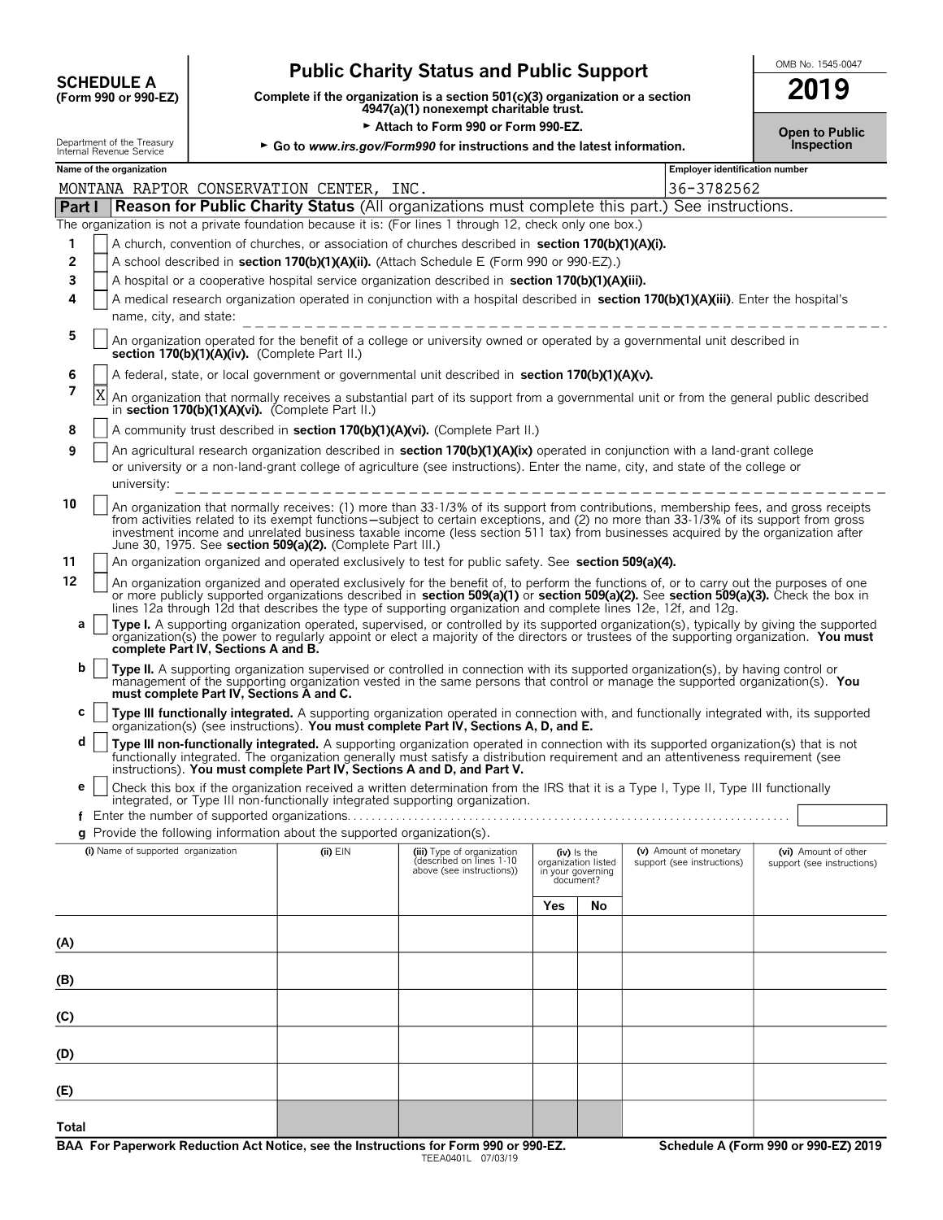**SCHEDULE A**
**(Form 990 or 990-EZ)**

Department of the Treasury
Internal Revenue Service

# Public Charity Status and Public Support

**Complete if the organization is a section 501(c)(3) organization or a section 4947(a)(1) nonexempt charitable trust.**

► **Attach to Form 990 or Form 990-EZ.**

► **Go to *www.irs.gov/Form990* for instructions and the latest information.**

OMB No. 1545-0047

**2019**

**Open to Public Inspection**

**Name of the organization**
MONTANA RAPTOR CONSERVATION CENTER, INC.

**Employer identification number**
36-3782562

## Part I — Reason for Public Charity Status (All organizations must complete this part.) See instructions.

The organization is not a private foundation because it is: (For lines 1 through 12, check only one box.)

1. [ ] A church, convention of churches, or association of churches described in **section 170(b)(1)(A)(i).**
2. [ ] A school described in **section 170(b)(1)(A)(ii).** (Attach Schedule E (Form 990 or 990-EZ).)
3. [ ] A hospital or a cooperative hospital service organization described in **section 170(b)(1)(A)(iii).**
4. [ ] A medical research organization operated in conjunction with a hospital described in **section 170(b)(1)(A)(iii)**. Enter the hospital's name, city, and state:
5. [ ] An organization operated for the benefit of a college or university owned or operated by a governmental unit described in **section 170(b)(1)(A)(iv).** (Complete Part II.)
6. [ ] A federal, state, or local government or governmental unit described in **section 170(b)(1)(A)(v).**
7. [X] An organization that normally receives a substantial part of its support from a governmental unit or from the general public described in **section 170(b)(1)(A)(vi).** (Complete Part II.)
8. [ ] A community trust described in **section 170(b)(1)(A)(vi).** (Complete Part II.)
9. [ ] An agricultural research organization described in **section 170(b)(1)(A)(ix)** operated in conjunction with a land-grant college or university or a non-land-grant college of agriculture (see instructions). Enter the name, city, and state of the college or university:
10. [ ] An organization that normally receives: (1) more than 33-1/3% of its support from contributions, membership fees, and gross receipts from activities related to its exempt functions—subject to certain exceptions, and (2) no more than 33-1/3% of its support from gross investment income and unrelated business taxable income (less section 511 tax) from businesses acquired by the organization after June 30, 1975. See **section 509(a)(2).** (Complete Part III.)
11. [ ] An organization organized and operated exclusively to test for public safety. See **section 509(a)(4).**
12. [ ] An organization organized and operated exclusively for the benefit of, to perform the functions of, or to carry out the purposes of one or more publicly supported organizations described in **section 509(a)(1)** or **section 509(a)(2).** See **section 509(a)(3).** Check the box in lines 12a through 12d that describes the type of supporting organization and complete lines 12e, 12f, and 12g.
    - **a** [ ] **Type I.** A supporting organization operated, supervised, or controlled by its supported organization(s), typically by giving the supported organization(s) the power to regularly appoint or elect a majority of the directors or trustees of the supporting organization. **You must complete Part IV, Sections A and B.**
    - **b** [ ] **Type II.** A supporting organization supervised or controlled in connection with its supported organization(s), by having control or management of the supporting organization vested in the same persons that control or manage the supported organization(s). **You must complete Part IV, Sections A and C.**
    - **c** [ ] **Type III functionally integrated.** A supporting organization operated in connection with, and functionally integrated with, its supported organization(s) (see instructions). **You must complete Part IV, Sections A, D, and E.**
    - **d** [ ] **Type III non-functionally integrated.** A supporting organization operated in connection with its supported organization(s) that is not functionally integrated. The organization generally must satisfy a distribution requirement and an attentiveness requirement (see instructions). **You must complete Part IV, Sections A and D, and Part V.**
    - **e** [ ] Check this box if the organization received a written determination from the IRS that it is a Type I, Type II, Type III functionally integrated, or Type III non-functionally integrated supporting organization.
    - **f** Enter the number of supported organizations
    - **g** Provide the following information about the supported organization(s).

| (i) Name of supported organization | (ii) EIN | (iii) Type of organization (described on lines 1-10 above (see instructions)) | (iv) Is the organization listed in your governing document? Yes | No | (v) Amount of monetary support (see instructions) | (vi) Amount of other support (see instructions) |
|---|---|---|---|---|---|---|
| (A) | | | | | | |
| (B) | | | | | | |
| (C) | | | | | | |
| (D) | | | | | | |
| (E) | | | | | | |
| Total | | | | | | |

**BAA For Paperwork Reduction Act Notice, see the Instructions for Form 990 or 990-EZ.**
TEEA0401L 07/03/19
**Schedule A (Form 990 or 990-EZ) 2019**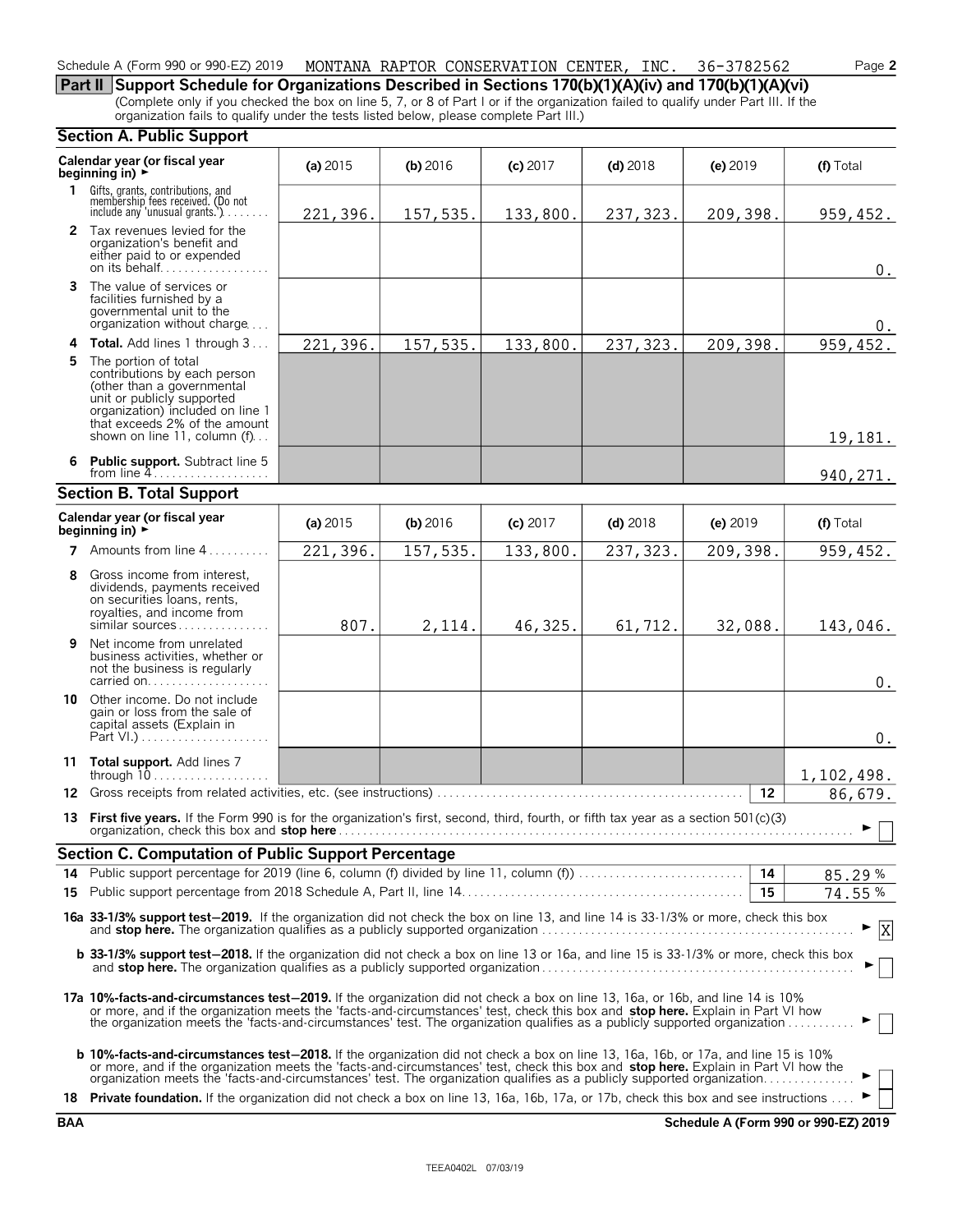Schedule A (Form 990 or 990-EZ) 2019 MONTANA RAPTOR CONSERVATION CENTER, INC. 36-3782562 Page 2

## Part II Support Schedule for Organizations Described in Sections 170(b)(1)(A)(iv) and 170(b)(1)(A)(vi)

(Complete only if you checked the box on line 5, 7, or 8 of Part I or if the organization failed to qualify under Part III. If the organization fails to qualify under the tests listed below, please complete Part III.)

### Section A. Public Support

| Calendar year (or fiscal year beginning in) ► | (a) 2015 | (b) 2016 | (c) 2017 | (d) 2018 | (e) 2019 | (f) Total |
|---|---|---|---|---|---|---|
| **1** Gifts, grants, contributions, and membership fees received. (Do not include any 'unusual grants.') | 221,396. | 157,535. | 133,800. | 237,323. | 209,398. | 959,452. |
| **2** Tax revenues levied for the organization's benefit and either paid to or expended on its behalf | | | | | | 0. |
| **3** The value of services or facilities furnished by a governmental unit to the organization without charge | | | | | | 0. |
| **4 Total.** Add lines 1 through 3 | 221,396. | 157,535. | 133,800. | 237,323. | 209,398. | 959,452. |
| **5** The portion of total contributions by each person (other than a governmental unit or publicly supported organization) included on line 1 that exceeds 2% of the amount shown on line 11, column (f) | | | | | | 19,181. |
| **6 Public support.** Subtract line 5 from line 4 | | | | | | 940,271. |

### Section B. Total Support

| Calendar year (or fiscal year beginning in) ► | (a) 2015 | (b) 2016 | (c) 2017 | (d) 2018 | (e) 2019 | (f) Total |
|---|---|---|---|---|---|---|
| **7** Amounts from line 4 | 221,396. | 157,535. | 133,800. | 237,323. | 209,398. | 959,452. |
| **8** Gross income from interest, dividends, payments received on securities loans, rents, royalties, and income from similar sources | 807. | 2,114. | 46,325. | 61,712. | 32,088. | 143,046. |
| **9** Net income from unrelated business activities, whether or not the business is regularly carried on | | | | | | 0. |
| **10** Other income. Do not include gain or loss from the sale of capital assets (Explain in Part VI.) | | | | | | 0. |
| **11 Total support.** Add lines 7 through 10 | | | | | | 1,102,498. |
| **12** Gross receipts from related activities, etc. (see instructions) | | | | | 12 | 86,679. |

**13 First five years.** If the Form 990 is for the organization's first, second, third, fourth, or fifth tax year as a section 501(c)(3) organization, check this box and **stop here** ► ☐

### Section C. Computation of Public Support Percentage

| | | | |
|---|---|---|---|
| **14** | Public support percentage for 2019 (line 6, column (f) divided by line 11, column (f)) | 14 | 85.29 % |
| **15** | Public support percentage from 2018 Schedule A, Part II, line 14 | 15 | 74.55 % |

**16a 33-1/3% support test—2019.** If the organization did not check the box on line 13, and line 14 is 33-1/3% or more, check this box and **stop here.** The organization qualifies as a publicly supported organization ► ☒

**b 33-1/3% support test—2018.** If the organization did not check a box on line 13 or 16a, and line 15 is 33-1/3% or more, check this box and **stop here.** The organization qualifies as a publicly supported organization ► ☐

**17a 10%-facts-and-circumstances test—2019.** If the organization did not check a box on line 13, 16a, or 16b, and line 14 is 10% or more, and if the organization meets the 'facts-and-circumstances' test, check this box and **stop here.** Explain in Part VI how the organization meets the 'facts-and-circumstances' test. The organization qualifies as a publicly supported organization ► ☐

**b 10%-facts-and-circumstances test—2018.** If the organization did not check a box on line 13, 16a, 16b, or 17a, and line 15 is 10% or more, and if the organization meets the 'facts-and-circumstances' test, check this box and **stop here.** Explain in Part VI how the organization meets the 'facts-and-circumstances' test. The organization qualifies as a publicly supported organization ► ☐

**18 Private foundation.** If the organization did not check a box on line 13, 16a, 16b, 17a, or 17b, check this box and see instructions ► ☐

BAA Schedule A (Form 990 or 990-EZ) 2019

TEEA0402L 07/03/19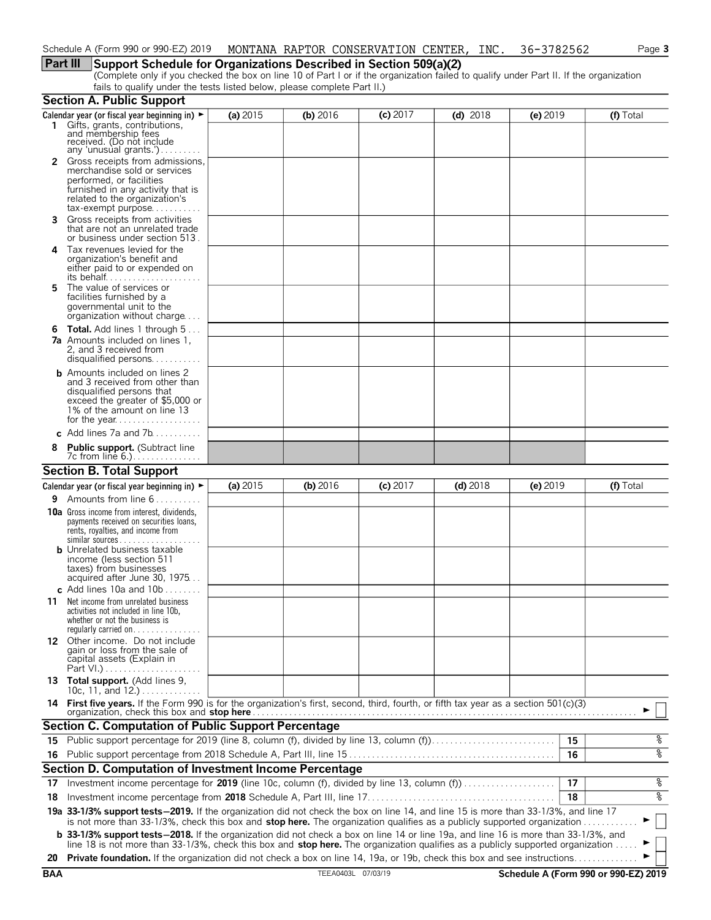Schedule A (Form 990 or 990-EZ) 2019 MONTANA RAPTOR CONSERVATION CENTER, INC. 36-3782562

## Part III Support Schedule for Organizations Described in Section 509(a)(2)

(Complete only if you checked the box on line 10 of Part I or if the organization failed to qualify under Part II. If the organization fails to qualify under the tests listed below, please complete Part II.)

### Section A. Public Support

| Calendar year (or fiscal year beginning in) ► | (a) 2015 | (b) 2016 | (c) 2017 | (d) 2018 | (e) 2019 | (f) Total |
|---|---|---|---|---|---|---|
| **1** Gifts, grants, contributions, and membership fees received. (Do not include any 'unusual grants.') | | | | | | |
| **2** Gross receipts from admissions, merchandise sold or services performed, or facilities furnished in any activity that is related to the organization's tax-exempt purpose | | | | | | |
| **3** Gross receipts from activities that are not an unrelated trade or business under section 513 | | | | | | |
| **4** Tax revenues levied for the organization's benefit and either paid to or expended on its behalf | | | | | | |
| **5** The value of services or facilities furnished by a governmental unit to the organization without charge | | | | | | |
| **6 Total.** Add lines 1 through 5 | | | | | | |
| **7a** Amounts included on lines 1, 2, and 3 received from disqualified persons | | | | | | |
| **b** Amounts included on lines 2 and 3 received from other than disqualified persons that exceed the greater of $5,000 or 1% of the amount on line 13 for the year | | | | | | |
| **c** Add lines 7a and 7b | | | | | | |
| **8 Public support.** (Subtract line 7c from line 6.) | | | | | | |

### Section B. Total Support

| Calendar year (or fiscal year beginning in) ► | (a) 2015 | (b) 2016 | (c) 2017 | (d) 2018 | (e) 2019 | (f) Total |
|---|---|---|---|---|---|---|
| **9** Amounts from line 6 | | | | | | |
| **10a** Gross income from interest, dividends, payments received on securities loans, rents, royalties, and income from similar sources | | | | | | |
| **b** Unrelated business taxable income (less section 511 taxes) from businesses acquired after June 30, 1975 | | | | | | |
| **c** Add lines 10a and 10b | | | | | | |
| **11** Net income from unrelated business activities not included in line 10b, whether or not the business is regularly carried on | | | | | | |
| **12** Other income. Do not include gain or loss from the sale of capital assets (Explain in Part VI.) | | | | | | |
| **13 Total support.** (Add lines 9, 10c, 11, and 12.) | | | | | | |

**14 First five years.** If the Form 990 is for the organization's first, second, third, fourth, or fifth tax year as a section 501(c)(3) organization, check this box and **stop here** ► ☐

### Section C. Computation of Public Support Percentage

| | | | |
|---|---|---|---|
| **15** | Public support percentage for 2019 (line 8, column (f), divided by line 13, column (f)) | 15 | % |
| **16** | Public support percentage from 2018 Schedule A, Part III, line 15 | 16 | % |

### Section D. Computation of Investment Income Percentage

| | | | |
|---|---|---|---|
| **17** | Investment income percentage for **2019** (line 10c, column (f), divided by line 13, column (f)) | 17 | % |
| **18** | Investment income percentage from **2018** Schedule A, Part III, line 17 | 18 | % |

**19a 33-1/3% support tests–2019.** If the organization did not check the box on line 14, and line 15 is more than 33-1/3%, and line 17 is not more than 33-1/3%, check this box and **stop here.** The organization qualifies as a publicly supported organization ► ☐

**b 33-1/3% support tests–2018.** If the organization did not check a box on line 14 or line 19a, and line 16 is more than 33-1/3%, and line 18 is not more than 33-1/3%, check this box and **stop here.** The organization qualifies as a publicly supported organization ► ☐

**20 Private foundation.** If the organization did not check a box on line 14, 19a, or 19b, check this box and see instructions ► ☐

BAA TEEA0403L 07/03/19 Schedule A (Form 990 or 990-EZ) 2019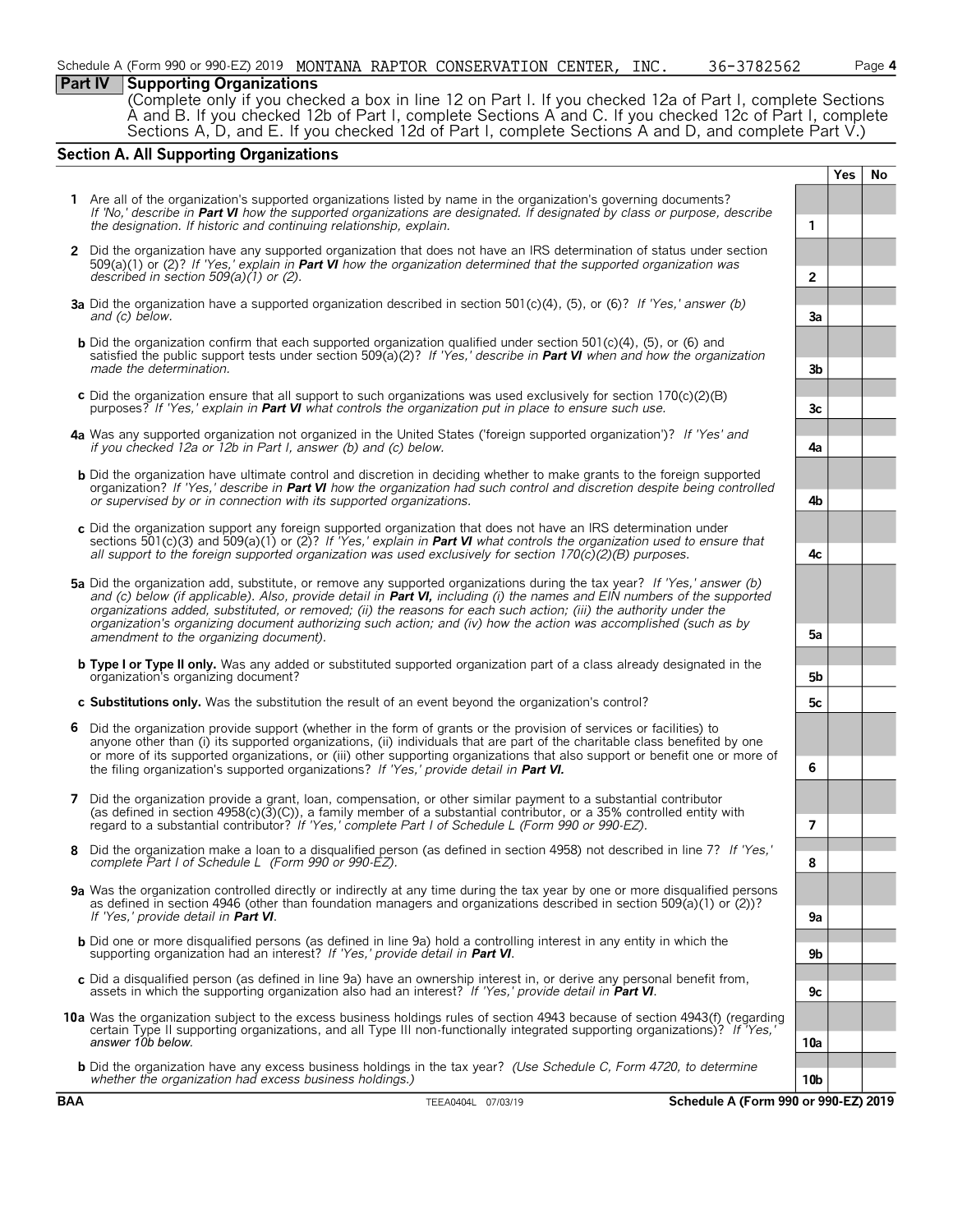Schedule A (Form 990 or 990-EZ) 2019 MONTANA RAPTOR CONSERVATION CENTER, INC. 36-3782562 Page 4

## Part IV Supporting Organizations

(Complete only if you checked a box in line 12 on Part I. If you checked 12a of Part I, complete Sections A and B. If you checked 12b of Part I, complete Sections A and C. If you checked 12c of Part I, complete Sections A, D, and E. If you checked 12d of Part I, complete Sections A and D, and complete Part V.)

### Section A. All Supporting Organizations

| | | | Yes | No |
|---|---|---|---|---|
| **1** | Are all of the organization's supported organizations listed by name in the organization's governing documents? *If 'No,' describe in **Part VI** how the supported organizations are designated. If designated by class or purpose, describe the designation. If historic and continuing relationship, explain.* | 1 | | |
| **2** | Did the organization have any supported organization that does not have an IRS determination of status under section 509(a)(1) or (2)? *If 'Yes,' explain in **Part VI** how the organization determined that the supported organization was described in section 509(a)(1) or (2).* | 2 | | |
| **3a** | Did the organization have a supported organization described in section 501(c)(4), (5), or (6)? *If 'Yes,' answer (b) and (c) below.* | 3a | | |
| **b** | Did the organization confirm that each supported organization qualified under section 501(c)(4), (5), or (6) and satisfied the public support tests under section 509(a)(2)? *If 'Yes,' describe in **Part VI** when and how the organization made the determination.* | 3b | | |
| **c** | Did the organization ensure that all support to such organizations was used exclusively for section 170(c)(2)(B) purposes? *If 'Yes,' explain in **Part VI** what controls the organization put in place to ensure such use.* | 3c | | |
| **4a** | Was any supported organization not organized in the United States ('foreign supported organization')? *If 'Yes' and if you checked 12a or 12b in Part I, answer (b) and (c) below.* | 4a | | |
| **b** | Did the organization have ultimate control and discretion in deciding whether to make grants to the foreign supported organization? *If 'Yes,' describe in **Part VI** how the organization had such control and discretion despite being controlled or supervised by or in connection with its supported organizations.* | 4b | | |
| **c** | Did the organization support any foreign supported organization that does not have an IRS determination under sections 501(c)(3) and 509(a)(1) or (2)? *If 'Yes,' explain in **Part VI** what controls the organization used to ensure that all support to the foreign supported organization was used exclusively for section 170(c)(2)(B) purposes.* | 4c | | |
| **5a** | Did the organization add, substitute, or remove any supported organizations during the tax year? *If 'Yes,' answer (b) and (c) below (if applicable). Also, provide detail in **Part VI,** including (i) the names and EIN numbers of the supported organizations added, substituted, or removed; (ii) the reasons for each such action; (iii) the authority under the organization's organizing document authorizing such action; and (iv) how the action was accomplished (such as by amendment to the organizing document).* | 5a | | |
| **b** | **Type I or Type II only.** Was any added or substituted supported organization part of a class already designated in the organization's organizing document? | 5b | | |
| **c** | **Substitutions only.** Was the substitution the result of an event beyond the organization's control? | 5c | | |
| **6** | Did the organization provide support (whether in the form of grants or the provision of services or facilities) to anyone other than (i) its supported organizations, (ii) individuals that are part of the charitable class benefited by one or more of its supported organizations, or (iii) other supporting organizations that also support or benefit one or more of the filing organization's supported organizations? *If 'Yes,' provide detail in **Part VI.*** | 6 | | |
| **7** | Did the organization provide a grant, loan, compensation, or other similar payment to a substantial contributor (as defined in section 4958(c)(3)(C)), a family member of a substantial contributor, or a 35% controlled entity with regard to a substantial contributor? *If 'Yes,' complete Part I of Schedule L (Form 990 or 990-EZ).* | 7 | | |
| **8** | Did the organization make a loan to a disqualified person (as defined in section 4958) not described in line 7? *If 'Yes,' complete Part I of Schedule L (Form 990 or 990-EZ).* | 8 | | |
| **9a** | Was the organization controlled directly or indirectly at any time during the tax year by one or more disqualified persons as defined in section 4946 (other than foundation managers and organizations described in section 509(a)(1) or (2))? *If 'Yes,' provide detail in **Part VI**.* | 9a | | |
| **b** | Did one or more disqualified persons (as defined in line 9a) hold a controlling interest in any entity in which the supporting organization had an interest? *If 'Yes,' provide detail in **Part VI**.* | 9b | | |
| **c** | Did a disqualified person (as defined in line 9a) have an ownership interest in, or derive any personal benefit from, assets in which the supporting organization also had an interest? *If 'Yes,' provide detail in **Part VI**.* | 9c | | |
| **10a** | Was the organization subject to the excess business holdings rules of section 4943 because of section 4943(f) (regarding certain Type II supporting organizations, and all Type III non-functionally integrated supporting organizations)? *If 'Yes,' answer 10b below.* | 10a | | |
| **b** | Did the organization have any excess business holdings in the tax year? *(Use Schedule C, Form 4720, to determine whether the organization had excess business holdings.)* | 10b | | |

BAA TEEA0404L 07/03/19 Schedule A (Form 990 or 990-EZ) 2019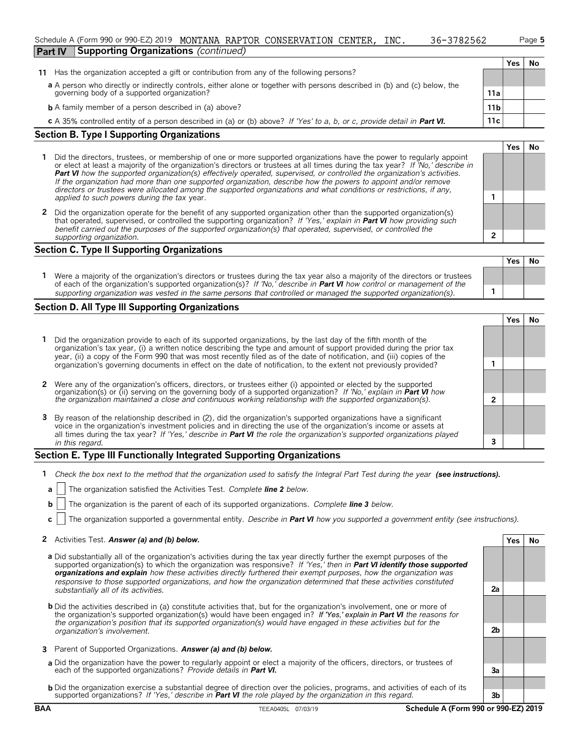Schedule A (Form 990 or 990-EZ) 2019 MONTANA RAPTOR CONSERVATION CENTER, INC. 36-3782562 Page 5

**Part IV Supporting Organizations** *(continued)*

| | | | Yes | No |
|---|---|---|---|---|
| **11** | Has the organization accepted a gift or contribution from any of the following persons? | | | |
| **a** | A person who directly or indirectly controls, either alone or together with persons described in (b) and (c) below, the governing body of a supported organization? | 11a | | |
| **b** | A family member of a person described in (a) above? | 11b | | |
| **c** | A 35% controlled entity of a person described in (a) or (b) above? *If 'Yes' to a, b, or c, provide detail in **Part VI.*** | 11c | | |

## Section B. Type I Supporting Organizations

| | | | Yes | No |
|---|---|---|---|---|
| **1** | Did the directors, trustees, or membership of one or more supported organizations have the power to regularly appoint or elect at least a majority of the organization's directors or trustees at all times during the tax year? *If 'No,' describe in **Part VI** how the supported organization(s) effectively operated, supervised, or controlled the organization's activities. If the organization had more than one supported organization, describe how the powers to appoint and/or remove directors or trustees were allocated among the supported organizations and what conditions or restrictions, if any, applied to such powers during the tax* year. | 1 | | |
| **2** | Did the organization operate for the benefit of any supported organization other than the supported organization(s) that operated, supervised, or controlled the supporting organization? *If 'Yes,' explain in **Part VI** how providing such benefit carried out the purposes of the supported organization(s) that operated, supervised, or controlled the supporting organization.* | 2 | | |

## Section C. Type II Supporting Organizations

| | | | Yes | No |
|---|---|---|---|---|
| **1** | Were a majority of the organization's directors or trustees during the tax year also a majority of the directors or trustees of each of the organization's supported organization(s)? *If 'No,' describe in **Part VI** how control or management of the supporting organization was vested in the same persons that controlled or managed the supported organization(s).* | 1 | | |

## Section D. All Type III Supporting Organizations

| | | | Yes | No |
|---|---|---|---|---|
| **1** | Did the organization provide to each of its supported organizations, by the last day of the fifth month of the organization's tax year, (i) a written notice describing the type and amount of support provided during the prior tax year, (ii) a copy of the Form 990 that was most recently filed as of the date of notification, and (iii) copies of the organization's governing documents in effect on the date of notification, to the extent not previously provided? | 1 | | |
| **2** | Were any of the organization's officers, directors, or trustees either (i) appointed or elected by the supported organization(s) or (ii) serving on the governing body of a supported organization? *If 'No,' explain in **Part VI** how the organization maintained a close and continuous working relationship with the supported organization(s).* | 2 | | |
| **3** | By reason of the relationship described in (2), did the organization's supported organizations have a significant voice in the organization's investment policies and in directing the use of the organization's income or assets at all times during the tax year? *If 'Yes,' describe in **Part VI** the role the organization's supported organizations played in this regard.* | 3 | | |

## Section E. Type III Functionally Integrated Supporting Organizations

**1** *Check the box next to the method that the organization used to satisfy the Integral Part Test during the year* ***(see instructions).***

**a** ☐ The organization satisfied the Activities Test. *Complete **line 2** below.*

**b** ☐ The organization is the parent of each of its supported organizations. *Complete **line 3** below.*

**c** ☐ The organization supported a governmental entity. *Describe in **Part VI** how you supported a government entity (see instructions).*

| | | | Yes | No |
|---|---|---|---|---|
| **2** | Activities Test. ***Answer (a) and (b) below.*** | | | |
| **a** | Did substantially all of the organization's activities during the tax year directly further the exempt purposes of the supported organization(s) to which the organization was responsive? *If 'Yes,' then in **Part VI identify those supported organizations and explain** how these activities directly furthered their exempt purposes, how the organization was responsive to those supported organizations, and how the organization determined that these activities constituted substantially all of its activities.* | 2a | | |
| **b** | Did the activities described in (a) constitute activities that, but for the organization's involvement, one or more of the organization's supported organization(s) would have been engaged in? ***If 'Yes,' explain in Part VI** the reasons for the organization's position that its supported organization(s) would have engaged in these activities but for the organization's involvement.* | 2b | | |
| **3** | Parent of Supported Organizations. ***Answer (a) and (b) below.*** | | | |
| **a** | Did the organization have the power to regularly appoint or elect a majority of the officers, directors, or trustees of each of the supported organizations? *Provide details in **Part VI.*** | 3a | | |
| **b** | Did the organization exercise a substantial degree of direction over the policies, programs, and activities of each of its supported organizations? *If 'Yes,' describe in **Part VI** the role played by the organization in this regard.* | 3b | | |

BAA TEEA0405L 07/03/19 **Schedule A (Form 990 or 990-EZ) 2019**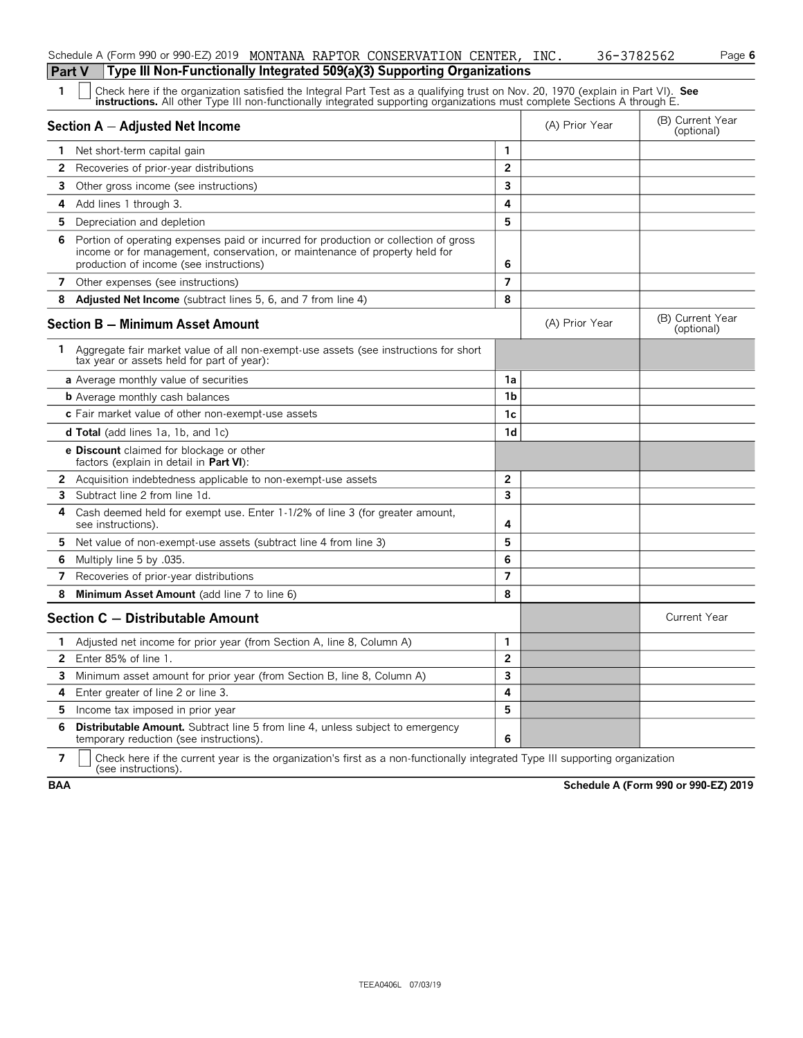Schedule A (Form 990 or 990-EZ) 2019 MONTANA RAPTOR CONSERVATION CENTER, INC. 36-3782562 Page **6**

## Part V Type III Non-Functionally Integrated 509(a)(3) Supporting Organizations

**1** ☐ Check here if the organization satisfied the Integral Part Test as a qualifying trust on Nov. 20, 1970 (explain in Part VI). **See instructions.** All other Type III non-functionally integrated supporting organizations must complete Sections A through E.

| Section A – Adjusted Net Income | | (A) Prior Year | (B) Current Year (optional) |
|---|---|---|---|
| **1** Net short-term capital gain | 1 | | |
| **2** Recoveries of prior-year distributions | 2 | | |
| **3** Other gross income (see instructions) | 3 | | |
| **4** Add lines 1 through 3. | 4 | | |
| **5** Depreciation and depletion | 5 | | |
| **6** Portion of operating expenses paid or incurred for production or collection of gross income or for management, conservation, or maintenance of property held for production of income (see instructions) | 6 | | |
| **7** Other expenses (see instructions) | 7 | | |
| **8** **Adjusted Net Income** (subtract lines 5, 6, and 7 from line 4) | 8 | | |

| Section B – Minimum Asset Amount | | (A) Prior Year | (B) Current Year (optional) |
|---|---|---|---|
| **1** Aggregate fair market value of all non-exempt-use assets (see instructions for short tax year or assets held for part of year): | | | |
| **a** Average monthly value of securities | 1a | | |
| **b** Average monthly cash balances | 1b | | |
| **c** Fair market value of other non-exempt-use assets | 1c | | |
| **d Total** (add lines 1a, 1b, and 1c) | 1d | | |
| **e Discount** claimed for blockage or other factors (explain in detail in **Part VI**): | | | |
| **2** Acquisition indebtedness applicable to non-exempt-use assets | 2 | | |
| **3** Subtract line 2 from line 1d. | 3 | | |
| **4** Cash deemed held for exempt use. Enter 1-1/2% of line 3 (for greater amount, see instructions). | 4 | | |
| **5** Net value of non-exempt-use assets (subtract line 4 from line 3) | 5 | | |
| **6** Multiply line 5 by .035. | 6 | | |
| **7** Recoveries of prior-year distributions | 7 | | |
| **8** **Minimum Asset Amount** (add line 7 to line 6) | 8 | | |

| Section C – Distributable Amount | | | Current Year |
|---|---|---|---|
| **1** Adjusted net income for prior year (from Section A, line 8, Column A) | 1 | | |
| **2** Enter 85% of line 1. | 2 | | |
| **3** Minimum asset amount for prior year (from Section B, line 8, Column A) | 3 | | |
| **4** Enter greater of line 2 or line 3. | 4 | | |
| **5** Income tax imposed in prior year | 5 | | |
| **6** **Distributable Amount.** Subtract line 5 from line 4, unless subject to emergency temporary reduction (see instructions). | 6 | | |

**7** ☐ Check here if the current year is the organization's first as a non-functionally integrated Type III supporting organization (see instructions).

**BAA** **Schedule A (Form 990 or 990-EZ) 2019**

TEEA0406L 07/03/19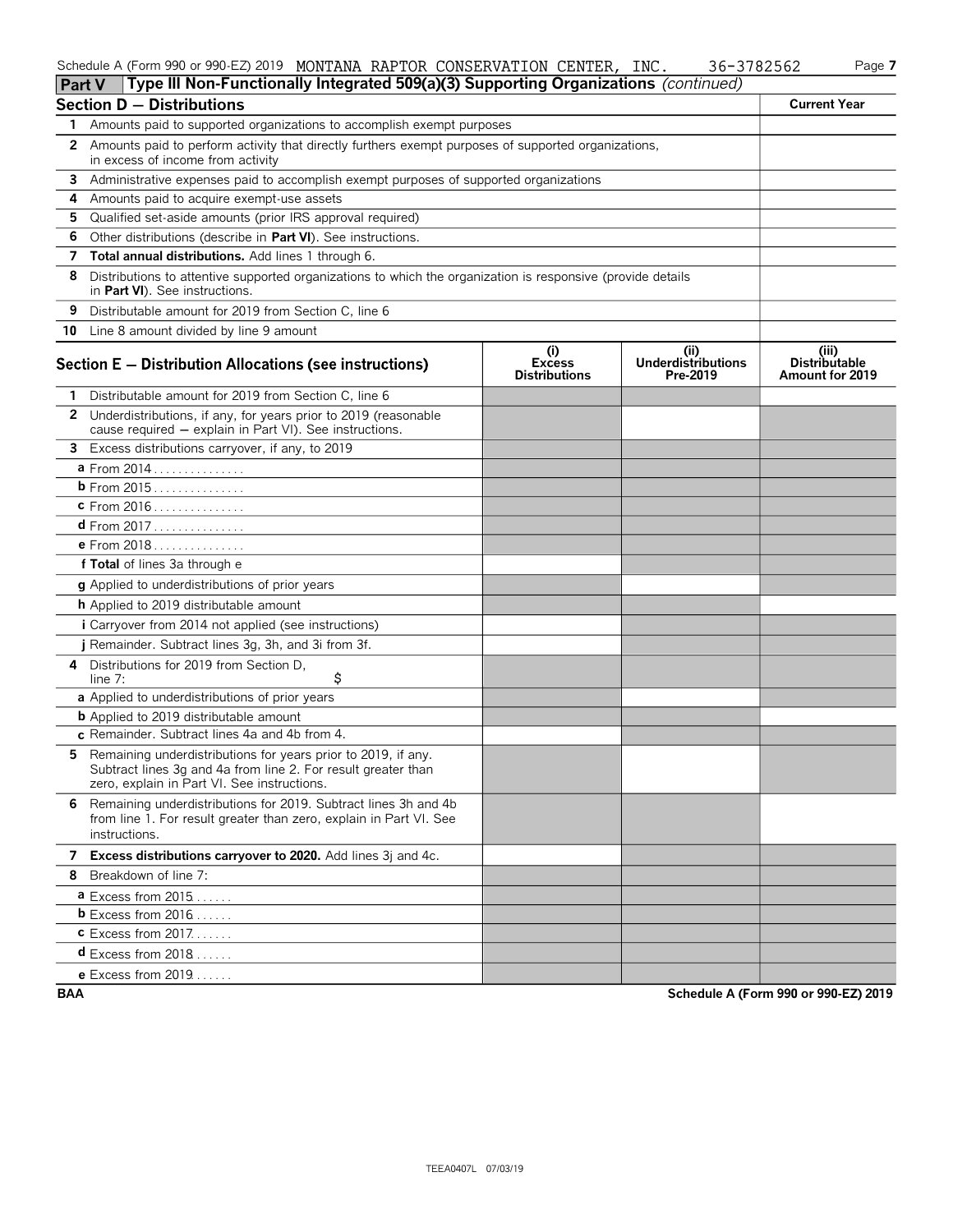Schedule A (Form 990 or 990-EZ) 2019 MONTANA RAPTOR CONSERVATION CENTER, INC. 36-3782562

## Part V Type III Non-Functionally Integrated 509(a)(3) Supporting Organizations *(continued)*

| **Section D — Distributions** | **Current Year** |
|---|---|
| **1** Amounts paid to supported organizations to accomplish exempt purposes | |
| **2** Amounts paid to perform activity that directly furthers exempt purposes of supported organizations, in excess of income from activity | |
| **3** Administrative expenses paid to accomplish exempt purposes of supported organizations | |
| **4** Amounts paid to acquire exempt-use assets | |
| **5** Qualified set-aside amounts (prior IRS approval required) | |
| **6** Other distributions (describe in **Part VI**). See instructions. | |
| **7** **Total annual distributions.** Add lines 1 through 6. | |
| **8** Distributions to attentive supported organizations to which the organization is responsive (provide details in **Part VI**). See instructions. | |
| **9** Distributable amount for 2019 from Section C, line 6 | |
| **10** Line 8 amount divided by line 9 amount | |

| **Section E — Distribution Allocations (see instructions)** | **(i) Excess Distributions** | **(ii) Underdistributions Pre-2019** | **(iii) Distributable Amount for 2019** |
|---|---|---|---|
| **1** Distributable amount for 2019 from Section C, line 6 | | | |
| **2** Underdistributions, if any, for years prior to 2019 (reasonable cause required — explain in Part VI). See instructions. | | | |
| **3** Excess distributions carryover, if any, to 2019 | | | |
| **a** From 2014 | | | |
| **b** From 2015 | | | |
| **c** From 2016 | | | |
| **d** From 2017 | | | |
| **e** From 2018 | | | |
| **f Total** of lines 3a through e | | | |
| **g** Applied to underdistributions of prior years | | | |
| **h** Applied to 2019 distributable amount | | | |
| **i** Carryover from 2014 not applied (see instructions) | | | |
| **j** Remainder. Subtract lines 3g, 3h, and 3i from 3f. | | | |
| **4** Distributions for 2019 from Section D, line 7: $ | | | |
| **a** Applied to underdistributions of prior years | | | |
| **b** Applied to 2019 distributable amount | | | |
| **c** Remainder. Subtract lines 4a and 4b from 4. | | | |
| **5** Remaining underdistributions for years prior to 2019, if any. Subtract lines 3g and 4a from line 2. For result greater than zero, explain in Part VI. See instructions. | | | |
| **6** Remaining underdistributions for 2019. Subtract lines 3h and 4b from line 1. For result greater than zero, explain in Part VI. See instructions. | | | |
| **7** **Excess distributions carryover to 2020.** Add lines 3j and 4c. | | | |
| **8** Breakdown of line 7: | | | |
| **a** Excess from 2015 | | | |
| **b** Excess from 2016 | | | |
| **c** Excess from 2017 | | | |
| **d** Excess from 2018 | | | |
| **e** Excess from 2019 | | | |

BAA Schedule A (Form 990 or 990-EZ) 2019

TEEA0407L 07/03/19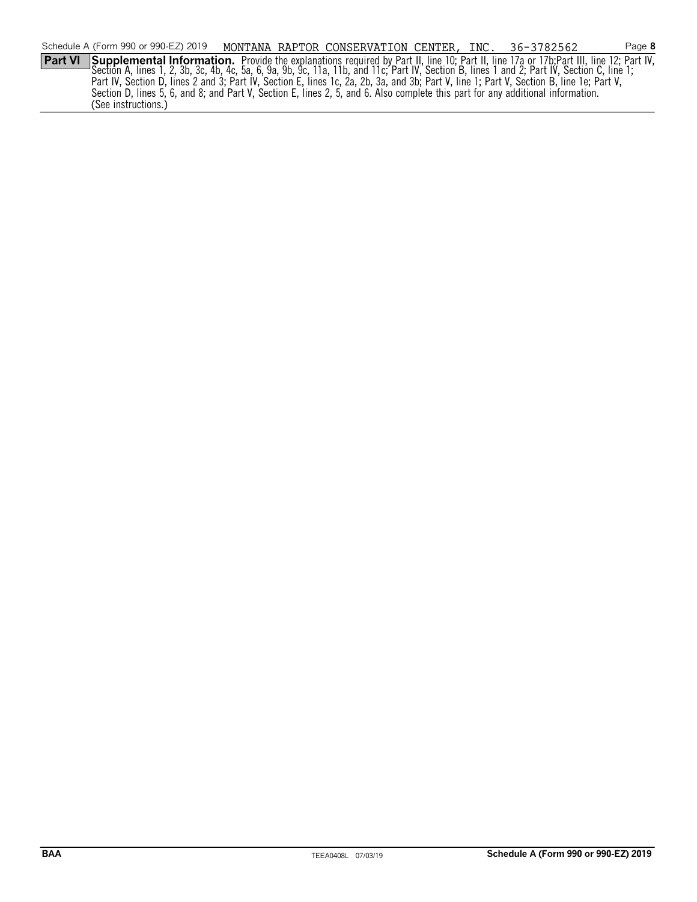Schedule A (Form 990 or 990-EZ) 2019 MONTANA RAPTOR CONSERVATION CENTER, INC. 36-3782562 Page **8**

**Part VI** **Supplemental Information.** Provide the explanations required by Part II, line 10; Part II, line 17a or 17b;Part III, line 12; Part IV, Section A, lines 1, 2, 3b, 3c, 4b, 4c, 5a, 6, 9a, 9b, 9c, 11a, 11b, and 11c; Part IV, Section B, lines 1 and 2; Part IV, Section C, line 1; Part IV, Section D, lines 2 and 3; Part IV, Section E, lines 1c, 2a, 2b, 3a, and 3b; Part V, line 1; Part V, Section B, line 1e; Part V, Section D, lines 5, 6, and 8; and Part V, Section E, lines 2, 5, and 6. Also complete this part for any additional information. (See instructions.)

BAA TEEA0408L 07/03/19 **Schedule A (Form 990 or 990-EZ) 2019**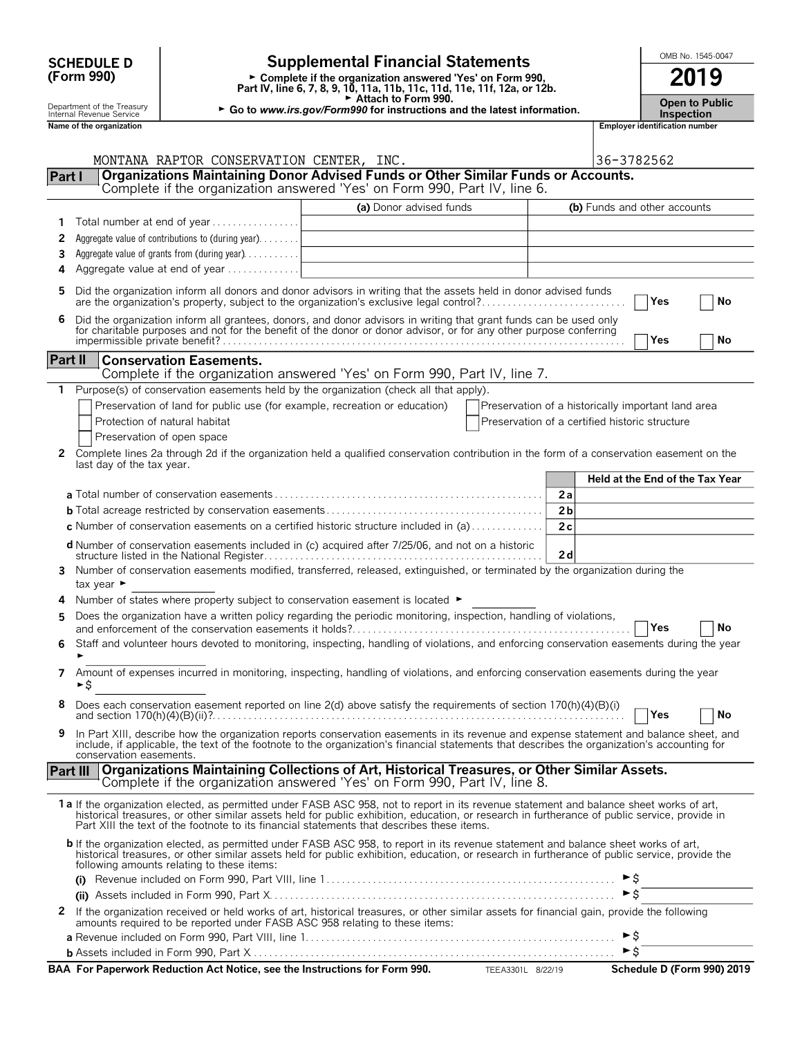**SCHEDULE D (Form 990)**

Department of the Treasury
Internal Revenue Service

# Supplemental Financial Statements

► Complete if the organization answered 'Yes' on Form 990, Part IV, line 6, 7, 8, 9, 10, 11a, 11b, 11c, 11d, 11e, 11f, 12a, or 12b.
► Attach to Form 990.
► Go to *www.irs.gov/Form990* for instructions and the latest information.

OMB No. 1545-0047

**2019**

**Open to Public Inspection**

| Name of the organization | Employer identification number |
|---|---|
| MONTANA RAPTOR CONSERVATION CENTER, INC. | 36-3782562 |

## Part I Organizations Maintaining Donor Advised Funds or Other Similar Funds or Accounts.

Complete if the organization answered 'Yes' on Form 990, Part IV, line 6.

| | | (a) Donor advised funds | (b) Funds and other accounts |
|---|---|---|---|
| 1 | Total number at end of year | | |
| 2 | Aggregate value of contributions to (during year) | | |
| 3 | Aggregate value of grants from (during year) | | |
| 4 | Aggregate value at end of year | | |

5 Did the organization inform all donors and donor advisors in writing that the assets held in donor advised funds are the organization's property, subject to the organization's exclusive legal control? ☐ Yes ☐ No

6 Did the organization inform all grantees, donors, and donor advisors in writing that grant funds can be used only for charitable purposes and not for the benefit of the donor or donor advisor, or for any other purpose conferring impermissible private benefit? ☐ Yes ☐ No

## Part II Conservation Easements.

Complete if the organization answered 'Yes' on Form 990, Part IV, line 7.

1 Purpose(s) of conservation easements held by the organization (check all that apply).

- ☐ Preservation of land for public use (for example, recreation or education)
- ☐ Protection of natural habitat
- ☐ Preservation of open space
- ☐ Preservation of a historically important land area
- ☐ Preservation of a certified historic structure

2 Complete lines 2a through 2d if the organization held a qualified conservation contribution in the form of a conservation easement on the last day of the tax year.

| | | Held at the End of the Tax Year |
|---|---|---|
| **a** Total number of conservation easements | 2a | |
| **b** Total acreage restricted by conservation easements | 2b | |
| **c** Number of conservation easements on a certified historic structure included in (a) | 2c | |
| **d** Number of conservation easements included in (c) acquired after 7/25/06, and not on a historic structure listed in the National Register | 2d | |

3 Number of conservation easements modified, transferred, released, extinguished, or terminated by the organization during the tax year ►

4 Number of states where property subject to conservation easement is located ►

5 Does the organization have a written policy regarding the periodic monitoring, inspection, handling of violations, and enforcement of the conservation easements it holds? ☐ Yes ☐ No

6 Staff and volunteer hours devoted to monitoring, inspecting, handling of violations, and enforcing conservation easements during the year ►

7 Amount of expenses incurred in monitoring, inspecting, handling of violations, and enforcing conservation easements during the year ►$

8 Does each conservation easement reported on line 2(d) above satisfy the requirements of section 170(h)(4)(B)(i) and section 170(h)(4)(B)(ii)? ☐ Yes ☐ No

9 In Part XIII, describe how the organization reports conservation easements in its revenue and expense statement and balance sheet, and include, if applicable, the text of the footnote to the organization's financial statements that describes the organization's accounting for conservation easements.

## Part III Organizations Maintaining Collections of Art, Historical Treasures, or Other Similar Assets.

Complete if the organization answered 'Yes' on Form 990, Part IV, line 8.

**1a** If the organization elected, as permitted under FASB ASC 958, not to report in its revenue statement and balance sheet works of art, historical treasures, or other similar assets held for public exhibition, education, or research in furtherance of public service, provide in Part XIII the text of the footnote to its financial statements that describes these items.

**b** If the organization elected, as permitted under FASB ASC 958, to report in its revenue statement and balance sheet works of art, historical treasures, or other similar assets held for public exhibition, education, or research in furtherance of public service, provide the following amounts relating to these items:

(i) Revenue included on Form 990, Part VIII, line 1 ►$

(ii) Assets included in Form 990, Part X ►$

2 If the organization received or held works of art, historical treasures, or other similar assets for financial gain, provide the following amounts required to be reported under FASB ASC 958 relating to these items:

**a** Revenue included on Form 990, Part VIII, line 1 ►$

**b** Assets included in Form 990, Part X ►$

**BAA For Paperwork Reduction Act Notice, see the Instructions for Form 990.** TEEA3301L 8/22/19 **Schedule D (Form 990) 2019**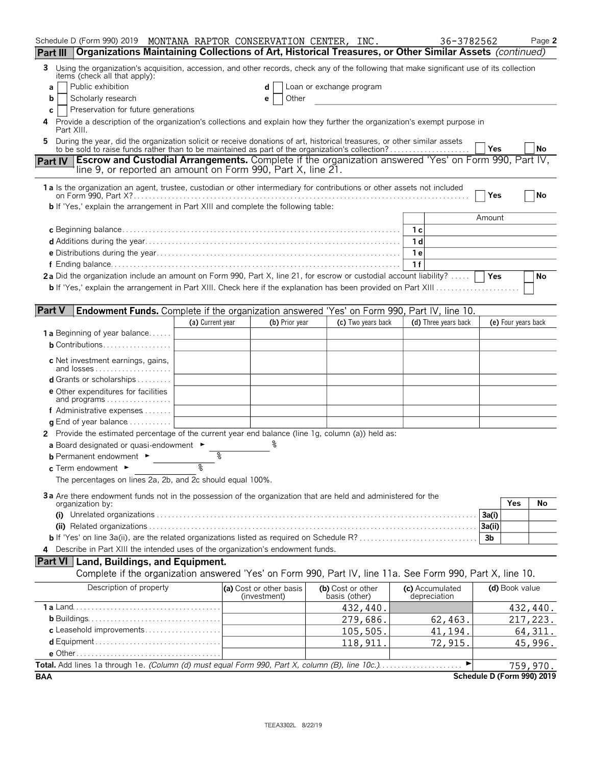Schedule D (Form 990) 2019 MONTANA RAPTOR CONSERVATION CENTER, INC. 36-3782562 Page 2

## Part III Organizations Maintaining Collections of Art, Historical Treasures, or Other Similar Assets *(continued)*

**3** Using the organization's acquisition, accession, and other records, check any of the following that make significant use of its collection items (check all that apply):

- **a** ☐ Public exhibition
- **b** ☐ Scholarly research
- **c** ☐ Preservation for future generations
- **d** ☐ Loan or exchange program
- **e** ☐ Other

**4** Provide a description of the organization's collections and explain how they further the organization's exempt purpose in Part XIII.

**5** During the year, did the organization solicit or receive donations of art, historical treasures, or other similar assets to be sold to raise funds rather than to be maintained as part of the organization's collection? ☐ Yes ☐ No

## Part IV Escrow and Custodial Arrangements. Complete if the organization answered 'Yes' on Form 990, Part IV, line 9, or reported an amount on Form 990, Part X, line 21.

**1a** Is the organization an agent, trustee, custodian or other intermediary for contributions or other assets not included on Form 990, Part X? ☐ Yes ☐ No

**b** If 'Yes,' explain the arrangement in Part XIII and complete the following table:

| | | Amount |
|---|---|---|
| **c** Beginning balance | 1c | |
| **d** Additions during the year | 1d | |
| **e** Distributions during the year | 1e | |
| **f** Ending balance | 1f | |

**2a** Did the organization include an amount on Form 990, Part X, line 21, for escrow or custodial account liability? ☐ Yes ☐ No

**b** If 'Yes,' explain the arrangement in Part XIII. Check here if the explanation has been provided on Part XIII ☐

## Part V Endowment Funds. Complete if the organization answered 'Yes' on Form 990, Part IV, line 10.

| | (a) Current year | (b) Prior year | (c) Two years back | (d) Three years back | (e) Four years back |
|---|---|---|---|---|---|
| **1a** Beginning of year balance | | | | | |
| **b** Contributions | | | | | |
| **c** Net investment earnings, gains, and losses | | | | | |
| **d** Grants or scholarships | | | | | |
| **e** Other expenditures for facilities and programs | | | | | |
| **f** Administrative expenses | | | | | |
| **g** End of year balance | | | | | |

**2** Provide the estimated percentage of the current year end balance (line 1g, column (a)) held as:

- **a** Board designated or quasi-endowment ► %
- **b** Permanent endowment ► %
- **c** Term endowment ► %

The percentages on lines 2a, 2b, and 2c should equal 100%.

**3a** Are there endowment funds not in the possession of the organization that are held and administered for the organization by:

| | | Yes | No |
|---|---|---|---|
| **(i)** Unrelated organizations | 3a(i) | | |
| **(ii)** Related organizations | 3a(ii) | | |
| **b** If 'Yes' on line 3a(ii), are the related organizations listed as required on Schedule R? | 3b | | |

**4** Describe in Part XIII the intended uses of the organization's endowment funds.

## Part VI Land, Buildings, and Equipment.

Complete if the organization answered 'Yes' on Form 990, Part IV, line 11a. See Form 990, Part X, line 10.

| Description of property | (a) Cost or other basis (investment) | (b) Cost or other basis (other) | (c) Accumulated depreciation | (d) Book value |
|---|---|---|---|---|
| **1a** Land | | 432,440. | | 432,440. |
| **b** Buildings | | 279,686. | 62,463. | 217,223. |
| **c** Leasehold improvements | | 105,505. | 41,194. | 64,311. |
| **d** Equipment | | 118,911. | 72,915. | 45,996. |
| **e** Other | | | | |
| **Total.** Add lines 1a through 1e. *(Column (d) must equal Form 990, Part X, column (B), line 10c.)* ► | | | | 759,970. |

BAA Schedule D (Form 990) 2019

TEEA3302L 8/22/19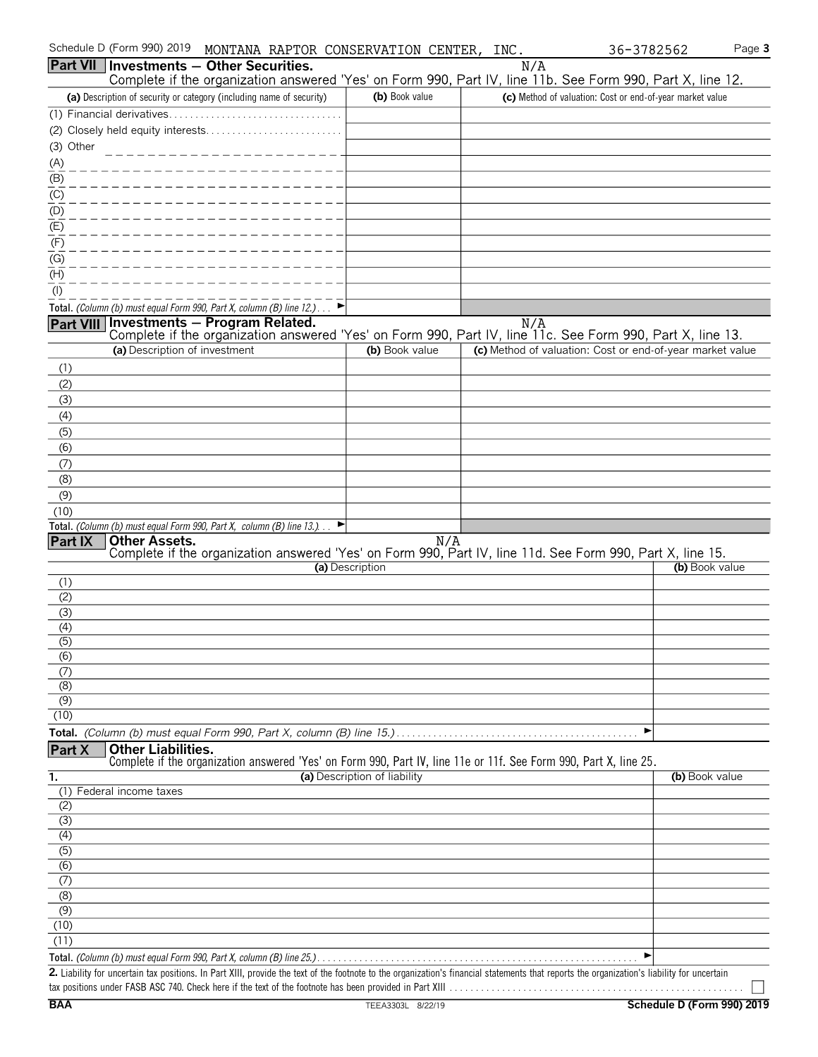Schedule D (Form 990) 2019 MONTANA RAPTOR CONSERVATION CENTER, INC. 36-3782562

## Part VII Investments — Other Securities.

N/A

Complete if the organization answered 'Yes' on Form 990, Part IV, line 11b. See Form 990, Part X, line 12.

| (a) Description of security or category (including name of security) | (b) Book value | (c) Method of valuation: Cost or end-of-year market value |
|---|---|---|
| (1) Financial derivatives | | |
| (2) Closely held equity interests | | |
| (3) Other | | |
| (A) | | |
| (B) | | |
| (C) | | |
| (D) | | |
| (E) | | |
| (F) | | |
| (G) | | |
| (H) | | |
| (I) | | |
| **Total.** *(Column (b) must equal Form 990, Part X, column (B) line 12.)* ► | | |

## Part VIII Investments — Program Related.

N/A

Complete if the organization answered 'Yes' on Form 990, Part IV, line 11c. See Form 990, Part X, line 13.

| (a) Description of investment | (b) Book value | (c) Method of valuation: Cost or end-of-year market value |
|---|---|---|
| (1) | | |
| (2) | | |
| (3) | | |
| (4) | | |
| (5) | | |
| (6) | | |
| (7) | | |
| (8) | | |
| (9) | | |
| (10) | | |
| **Total.** *(Column (b) must equal Form 990, Part X, column (B) line 13.)* ► | | |

## Part IX Other Assets.

N/A

Complete if the organization answered 'Yes' on Form 990, Part IV, line 11d. See Form 990, Part X, line 15.

| (a) Description | (b) Book value |
|---|---|
| (1) | |
| (2) | |
| (3) | |
| (4) | |
| (5) | |
| (6) | |
| (7) | |
| (8) | |
| (9) | |
| (10) | |
| **Total.** *(Column (b) must equal Form 990, Part X, column (B) line 15.)* ► | |

## Part X Other Liabilities.

Complete if the organization answered 'Yes' on Form 990, Part IV, line 11e or 11f. See Form 990, Part X, line 25.

| 1. (a) Description of liability | (b) Book value |
|---|---|
| (1) Federal income taxes | |
| (2) | |
| (3) | |
| (4) | |
| (5) | |
| (6) | |
| (7) | |
| (8) | |
| (9) | |
| (10) | |
| (11) | |
| **Total.** *(Column (b) must equal Form 990, Part X, column (B) line 25.)* ► | |

**2.** Liability for uncertain tax positions. In Part XIII, provide the text of the footnote to the organization's financial statements that reports the organization's liability for uncertain tax positions under FASB ASC 740. Check here if the text of the footnote has been provided in Part XIII ☐

BAA TEEA3303L 8/22/19 Schedule D (Form 990) 2019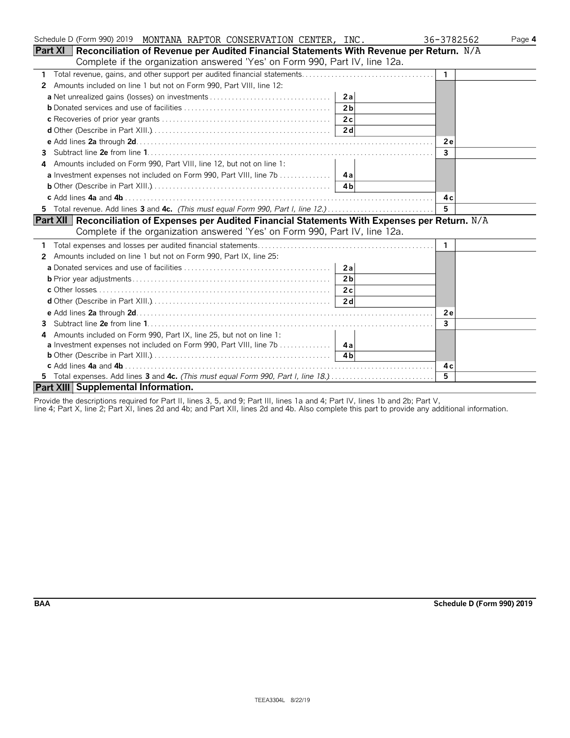Schedule D (Form 990) 2019 MONTANA RAPTOR CONSERVATION CENTER, INC. 36-3782562

## Part XI Reconciliation of Revenue per Audited Financial Statements With Revenue per Return. N/A

Complete if the organization answered 'Yes' on Form 990, Part IV, line 12a.

| | | | |
|---|---|---|---|
| **1** Total revenue, gains, and other support per audited financial statements | | **1** | |
| **2** Amounts included on line 1 but not on Form 990, Part VIII, line 12: | | | |
| **a** Net unrealized gains (losses) on investments | **2a** | | |
| **b** Donated services and use of facilities | **2b** | | |
| **c** Recoveries of prior year grants | **2c** | | |
| **d** Other (Describe in Part XIII.) | **2d** | | |
| **e** Add lines **2a** through **2d** | | **2e** | |
| **3** Subtract line **2e** from line **1** | | **3** | |
| **4** Amounts included on Form 990, Part VIII, line 12, but not on line 1: | | | |
| **a** Investment expenses not included on Form 990, Part VIII, line 7b | **4a** | | |
| **b** Other (Describe in Part XIII.) | **4b** | | |
| **c** Add lines **4a** and **4b** | | **4c** | |
| **5** Total revenue. Add lines **3** and **4c.** *(This must equal Form 990, Part I, line 12.)* | | **5** | |

## Part XII Reconciliation of Expenses per Audited Financial Statements With Expenses per Return. N/A

Complete if the organization answered 'Yes' on Form 990, Part IV, line 12a.

| | | | |
|---|---|---|---|
| **1** Total expenses and losses per audited financial statements | | **1** | |
| **2** Amounts included on line 1 but not on Form 990, Part IX, line 25: | | | |
| **a** Donated services and use of facilities | **2a** | | |
| **b** Prior year adjustments | **2b** | | |
| **c** Other losses | **2c** | | |
| **d** Other (Describe in Part XIII.) | **2d** | | |
| **e** Add lines **2a** through **2d** | | **2e** | |
| **3** Subtract line **2e** from line **1** | | **3** | |
| **4** Amounts included on Form 990, Part IX, line 25, but not on line 1: | | | |
| **a** Investment expenses not included on Form 990, Part VIII, line 7b | **4a** | | |
| **b** Other (Describe in Part XIII.) | **4b** | | |
| **c** Add lines **4a** and **4b** | | **4c** | |
| **5** Total expenses. Add lines **3** and **4c.** *(This must equal Form 990, Part I, line 18.)* | | **5** | |

## Part XIII Supplemental Information.

Provide the descriptions required for Part II, lines 3, 5, and 9; Part III, lines 1a and 4; Part IV, lines 1b and 2b; Part V, line 4; Part X, line 2; Part XI, lines 2d and 4b; and Part XII, lines 2d and 4b. Also complete this part to provide any additional information.

BAA Schedule D (Form 990) 2019

TEEA3304L 8/22/19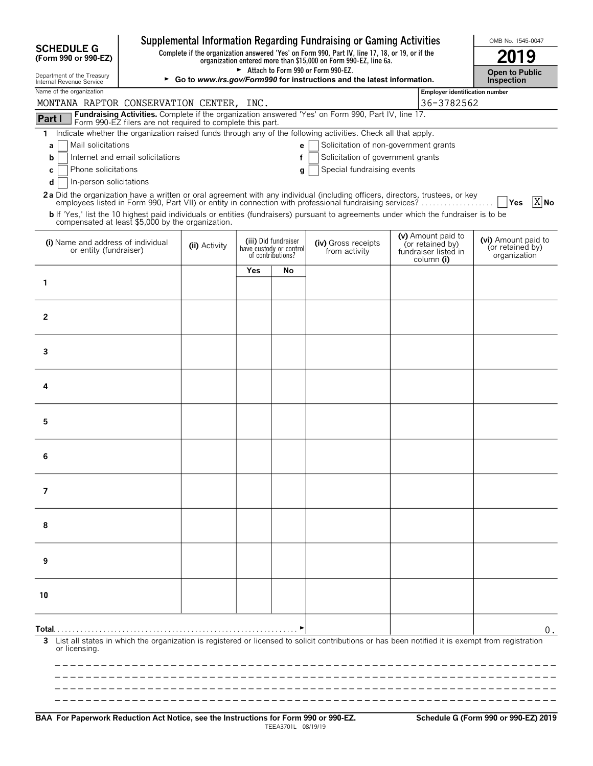# SCHEDULE G (Form 990 or 990-EZ)

Department of the Treasury
Internal Revenue Service

## Supplemental Information Regarding Fundraising or Gaming Activities

**Complete if the organization answered 'Yes' on Form 990, Part IV, line 17, 18, or 19, or if the organization entered more than $15,000 on Form 990-EZ, line 6a.**

► Attach to Form 990 or Form 990-EZ.

► Go to *www.irs.gov/Form990* for instructions and the latest information.

OMB No. 1545-0047

**2019**

**Open to Public Inspection**

Name of the organization: MONTANA RAPTOR CONSERVATION CENTER, INC.

Employer identification number: 36-3782562

**Part I** **Fundraising Activities.** Complete if the organization answered 'Yes' on Form 990, Part IV, line 17. Form 990-EZ filers are not required to complete this part.

**1** Indicate whether the organization raised funds through any of the following activities. Check all that apply.

- **a** ☐ Mail solicitations
- **b** ☐ Internet and email solicitations
- **c** ☐ Phone solicitations
- **d** ☐ In-person solicitations
- **e** ☐ Solicitation of non-government grants
- **f** ☐ Solicitation of government grants
- **g** ☐ Special fundraising events

**2a** Did the organization have a written or oral agreement with any individual (including officers, directors, trustees, or key employees listed in Form 990, Part VII) or entity in connection with professional fundraising services? ☐ **Yes** ☒ **No**

**b** If 'Yes,' list the 10 highest paid individuals or entities (fundraisers) pursuant to agreements under which the fundraiser is to be compensated at least $5,000 by the organization.

| (i) Name and address of individual or entity (fundraiser) | (ii) Activity | (iii) Did fundraiser have custody or control of contributions? | | (iv) Gross receipts from activity | (v) Amount paid to (or retained by) fundraiser listed in column (i) | (vi) Amount paid to (or retained by) organization |
|---|---|---|---|---|---|---|
| | | Yes | No | | | |
| 1 | | | | | | |
| 2 | | | | | | |
| 3 | | | | | | |
| 4 | | | | | | |
| 5 | | | | | | |
| 6 | | | | | | |
| 7 | | | | | | |
| 8 | | | | | | |
| 9 | | | | | | |
| 10 | | | | | | |
| **Total** ► | | | | | | 0. |

**3** List all states in which the organization is registered or licensed to solicit contributions or has been notified it is exempt from registration or licensing.

**BAA For Paperwork Reduction Act Notice, see the Instructions for Form 990 or 990-EZ.** TEEA3701L 08/19/19 **Schedule G (Form 990 or 990-EZ) 2019**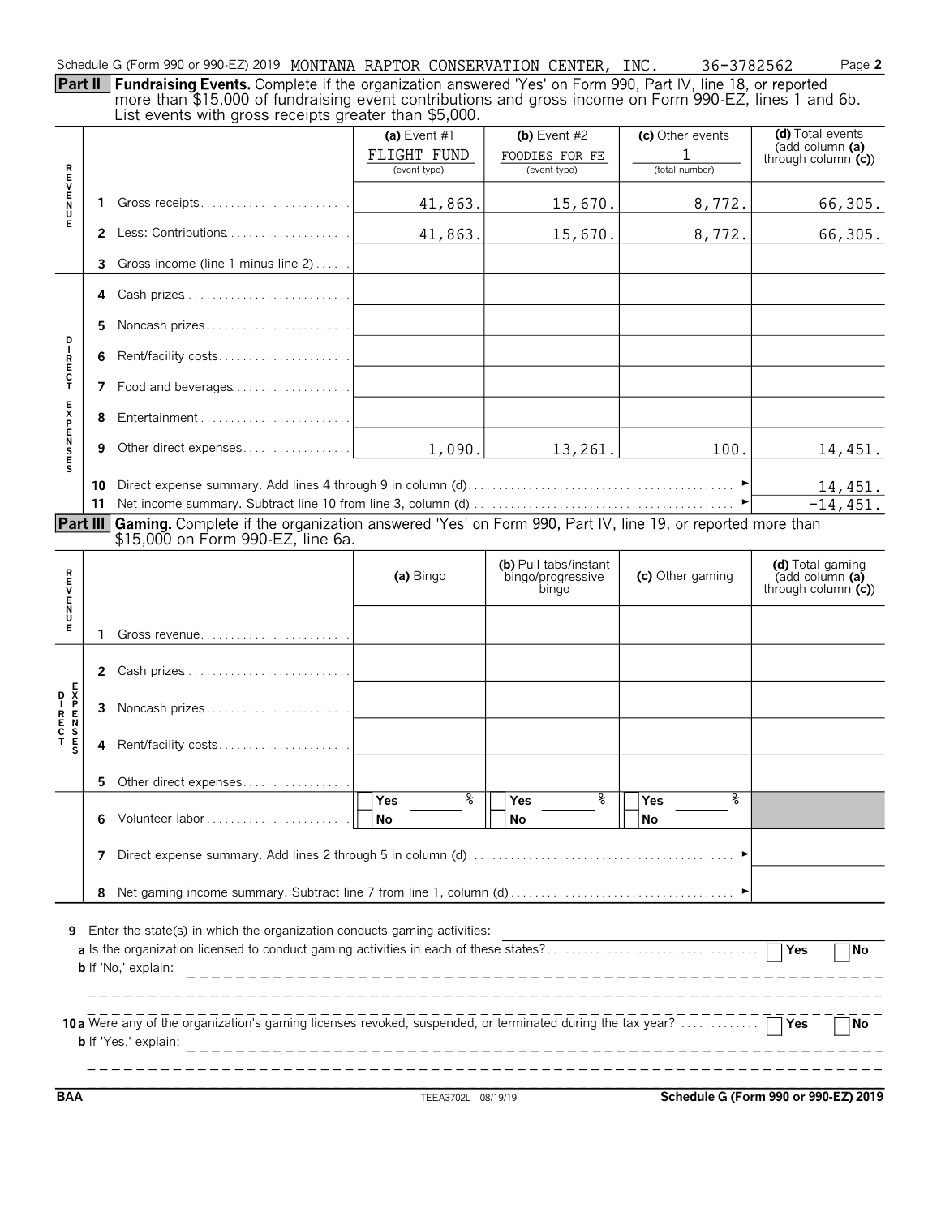Schedule G (Form 990 or 990-EZ) 2019 MONTANA RAPTOR CONSERVATION CENTER, INC. 36-3782562

**Part II Fundraising Events.** Complete if the organization answered 'Yes' on Form 990, Part IV, line 18, or reported more than $15,000 of fundraising event contributions and gross income on Form 990-EZ, lines 1 and 6b. List events with gross receipts greater than $5,000.

| | | (a) Event #1 FLIGHT FUND (event type) | (b) Event #2 FOODIES FOR FE (event type) | (c) Other events 1 (total number) | (d) Total events (add column (a) through column (c)) |
|---|---|---|---|---|---|
| REVENUE | 1 Gross receipts | 41,863. | 15,670. | 8,772. | 66,305. |
| | 2 Less: Contributions | 41,863. | 15,670. | 8,772. | 66,305. |
| | 3 Gross income (line 1 minus line 2) | | | | |
| DIRECT EXPENSES | 4 Cash prizes | | | | |
| | 5 Noncash prizes | | | | |
| | 6 Rent/facility costs | | | | |
| | 7 Food and beverages | | | | |
| | 8 Entertainment | | | | |
| | 9 Other direct expenses | 1,090. | 13,261. | 100. | 14,451. |
| | 10 Direct expense summary. Add lines 4 through 9 in column (d) | | | | 14,451. |
| | 11 Net income summary. Subtract line 10 from line 3, column (d) | | | | -14,451. |

**Part III Gaming.** Complete if the organization answered 'Yes' on Form 990, Part IV, line 19, or reported more than $15,000 on Form 990-EZ, line 6a.

| | | (a) Bingo | (b) Pull tabs/instant bingo/progressive bingo | (c) Other gaming | (d) Total gaming (add column (a) through column (c)) |
|---|---|---|---|---|---|
| REVENUE | 1 Gross revenue | | | | |
| DIRECT EXPENSES | 2 Cash prizes | | | | |
| | 3 Noncash prizes | | | | |
| | 4 Rent/facility costs | | | | |
| | 5 Other direct expenses | | | | |
| | 6 Volunteer labor | Yes ___ % No | Yes ___ % No | Yes ___ % No | |
| | 7 Direct expense summary. Add lines 2 through 5 in column (d) | | | | |
| | 8 Net gaming income summary. Subtract line 7 from line 1, column (d) | | | | |

9 Enter the state(s) in which the organization conducts gaming activities:

a Is the organization licensed to conduct gaming activities in each of these states? ☐ Yes ☐ No

b If 'No,' explain:

10a Were any of the organization's gaming licenses revoked, suspended, or terminated during the tax year? ☐ Yes ☐ No

b If 'Yes,' explain:

BAA TEEA3702L 08/19/19 Schedule G (Form 990 or 990-EZ) 2019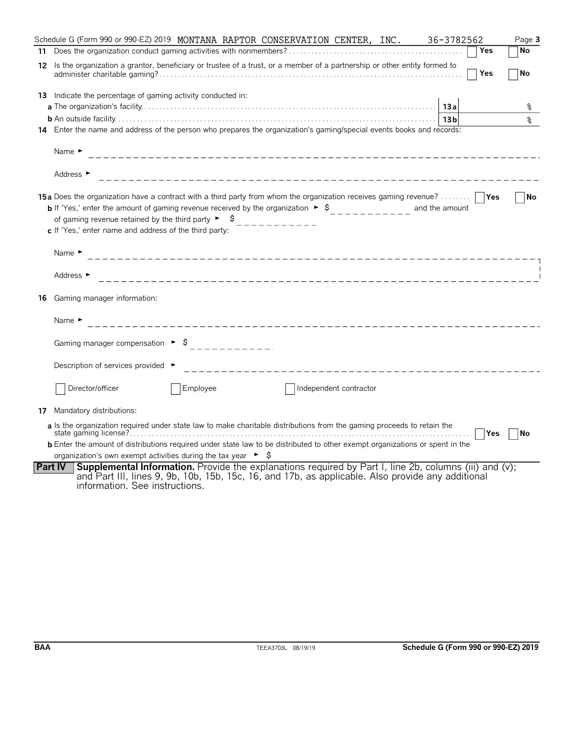Schedule G (Form 990 or 990-EZ) 2019 MONTANA RAPTOR CONSERVATION CENTER, INC. 36-3782562 Page 3

**11** Does the organization conduct gaming activities with nonmembers? . . . . . . . . . . . . . . . . . . . . . . . . . . . . . . . . . . . . . . . . . . . . . . . [ ] Yes [ ] No

**12** Is the organization a grantor, beneficiary or trustee of a trust, or a member of a partnership or other entity formed to administer charitable gaming? . . . . . . . . . . . . . . . . . . . . . . . . . . . . . . . . . . . . . . . . . . . . . . . . . . . . . . . . . . . . . . . . . . . . . . . . . . . . [ ] Yes [ ] No

**13** Indicate the percentage of gaming activity conducted in:

**a** The organization's facility. . . . . . . . . . . . . . . . . . . . . . . . . . . . . . . . . . . . . . . . . . . . . . . . . . . . . . . . . . . . . . . . . . . . . . . . . . . . . . **13a** %

**b** An outside facility. . . . . . . . . . . . . . . . . . . . . . . . . . . . . . . . . . . . . . . . . . . . . . . . . . . . . . . . . . . . . . . . . . . . . . . . . . . . . . . . . . . . . . **13b** %

**14** Enter the name and address of the person who prepares the organization's gaming/special events books and records:

Name ►

Address ►

**15a** Does the organization have a contract with a third party from whom the organization receives gaming revenue? . . . . . . . . [ ] Yes [ ] No

**b** If 'Yes,' enter the amount of gaming revenue received by the organization ► $ \_\_\_\_\_\_\_\_\_\_ and the amount of gaming revenue retained by the third party ► $ \_\_\_\_\_\_\_\_\_\_

**c** If 'Yes,' enter name and address of the third party:

Name ►

Address ►

**16** Gaming manager information:

Name ►

Gaming manager compensation ► $

Description of services provided ►

[ ] Director/officer [ ] Employee [ ] Independent contractor

**17** Mandatory distributions:

**a** Is the organization required under state law to make charitable distributions from the gaming proceeds to retain the state gaming license? . . . . . . . . . . . . . . . . . . . . . . . . . . . . . . . . . . . . . . . . . . . . . . . . . . . . . . . . . . . . . . . . . . . . . . . . . . . . . . . . . [ ] Yes [ ] No

**b** Enter the amount of distributions required under state law to be distributed to other exempt organizations or spent in the organization's own exempt activities during the tax year ► $

**Part IV** **Supplemental Information.** Provide the explanations required by Part I, line 2b, columns (iii) and (v); and Part III, lines 9, 9b, 10b, 15b, 15c, 16, and 17b, as applicable. Also provide any additional information. See instructions.

BAA TEEA3703L 08/19/19 Schedule G (Form 990 or 990-EZ) 2019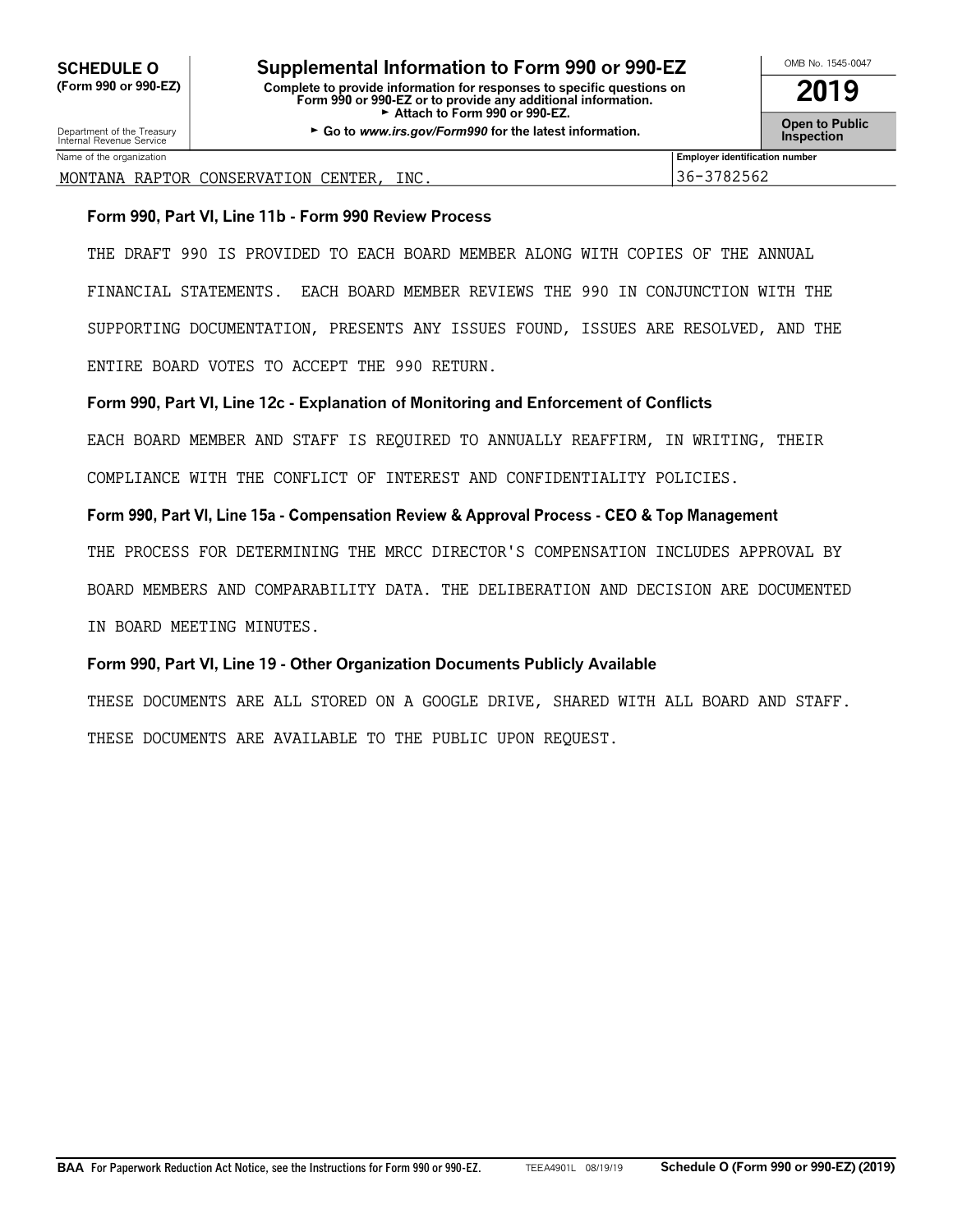**SCHEDULE O (Form 990 or 990-EZ)**

Department of the Treasury
Internal Revenue Service

# Supplemental Information to Form 990 or 990-EZ

**Complete to provide information for responses to specific questions on Form 990 or 990-EZ or to provide any additional information.**
► **Attach to Form 990 or 990-EZ.**
► **Go to *www.irs.gov/Form990* for the latest information.**

OMB No. 1545-0047

**2019**

**Open to Public Inspection**

| Name of the organization | Employer identification number |
|---|---|
| MONTANA RAPTOR CONSERVATION CENTER, INC. | 36-3782562 |

### Form 990, Part VI, Line 11b - Form 990 Review Process

THE DRAFT 990 IS PROVIDED TO EACH BOARD MEMBER ALONG WITH COPIES OF THE ANNUAL FINANCIAL STATEMENTS. EACH BOARD MEMBER REVIEWS THE 990 IN CONJUNCTION WITH THE SUPPORTING DOCUMENTATION, PRESENTS ANY ISSUES FOUND, ISSUES ARE RESOLVED, AND THE ENTIRE BOARD VOTES TO ACCEPT THE 990 RETURN.

### Form 990, Part VI, Line 12c - Explanation of Monitoring and Enforcement of Conflicts

EACH BOARD MEMBER AND STAFF IS REQUIRED TO ANNUALLY REAFFIRM, IN WRITING, THEIR COMPLIANCE WITH THE CONFLICT OF INTEREST AND CONFIDENTIALITY POLICIES.

### Form 990, Part VI, Line 15a - Compensation Review & Approval Process - CEO & Top Management

THE PROCESS FOR DETERMINING THE MRCC DIRECTOR'S COMPENSATION INCLUDES APPROVAL BY BOARD MEMBERS AND COMPARABILITY DATA. THE DELIBERATION AND DECISION ARE DOCUMENTED IN BOARD MEETING MINUTES.

### Form 990, Part VI, Line 19 - Other Organization Documents Publicly Available

THESE DOCUMENTS ARE ALL STORED ON A GOOGLE DRIVE, SHARED WITH ALL BOARD AND STAFF. THESE DOCUMENTS ARE AVAILABLE TO THE PUBLIC UPON REQUEST.

**BAA For Paperwork Reduction Act Notice, see the Instructions for Form 990 or 990-EZ.** TEEA4901L 08/19/19 **Schedule O (Form 990 or 990-EZ) (2019)**